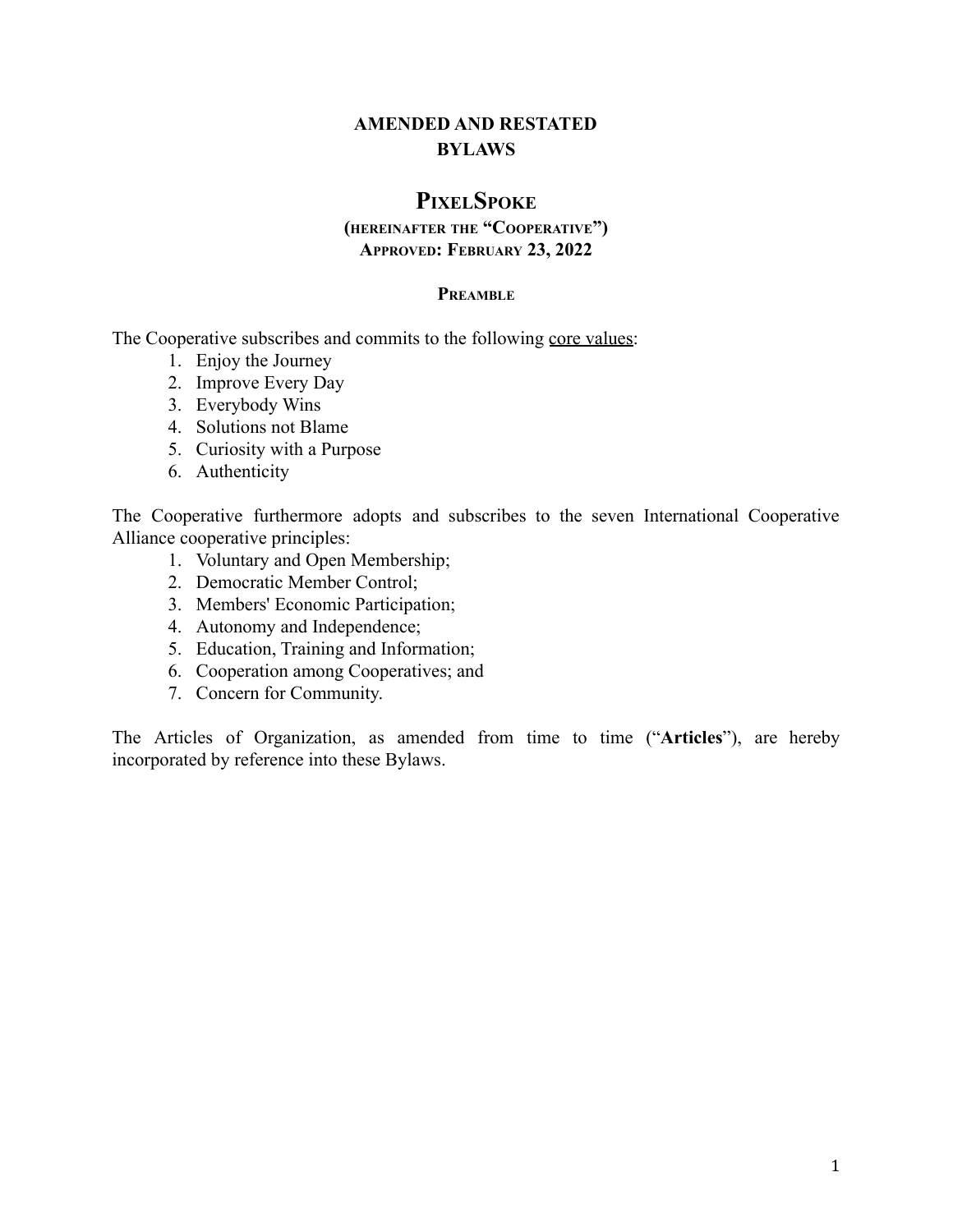# AMENDED AND RESTATED BYLAWS

## PIXELSPOKE

**(HEREINAFTER THE "COOPERATIVE")**
**APPROVED: FEBRUARY 23, 2022**

### PREAMBLE

The Cooperative subscribes and commits to the following core values:

1. Enjoy the Journey
2. Improve Every Day
3. Everybody Wins
4. Solutions not Blame
5. Curiosity with a Purpose
6. Authenticity

The Cooperative furthermore adopts and subscribes to the seven International Cooperative Alliance cooperative principles:

1. Voluntary and Open Membership;
2. Democratic Member Control;
3. Members' Economic Participation;
4. Autonomy and Independence;
5. Education, Training and Information;
6. Cooperation among Cooperatives; and
7. Concern for Community.

The Articles of Organization, as amended from time to time ("**Articles**"), are hereby incorporated by reference into these Bylaws.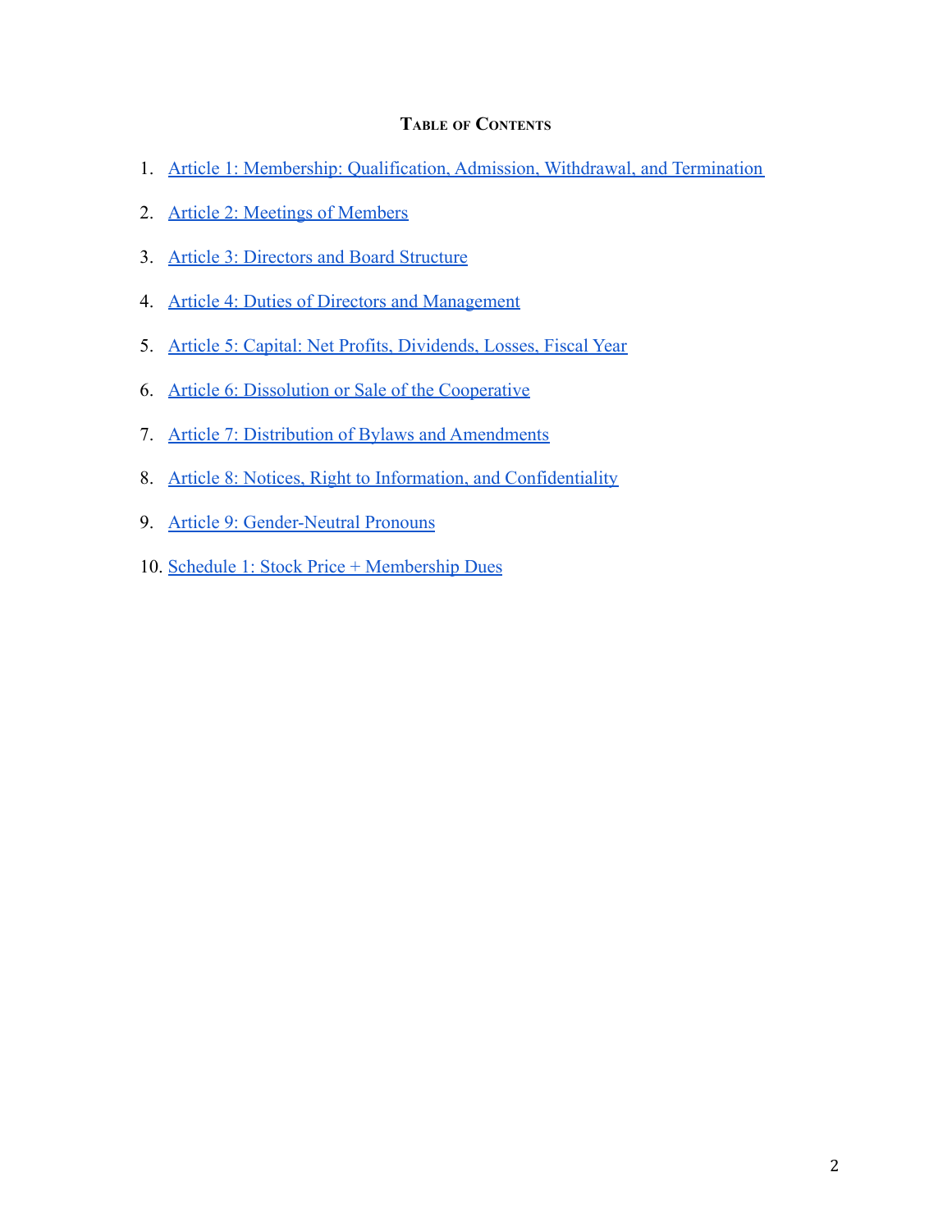## Table of Contents

1. Article 1: Membership: Qualification, Admission, Withdrawal, and Termination
2. Article 2: Meetings of Members
3. Article 3: Directors and Board Structure
4. Article 4: Duties of Directors and Management
5. Article 5: Capital: Net Profits, Dividends, Losses, Fiscal Year
6. Article 6: Dissolution or Sale of the Cooperative
7. Article 7: Distribution of Bylaws and Amendments
8. Article 8: Notices, Right to Information, and Confidentiality
9. Article 9: Gender-Neutral Pronouns
10. Schedule 1: Stock Price + Membership Dues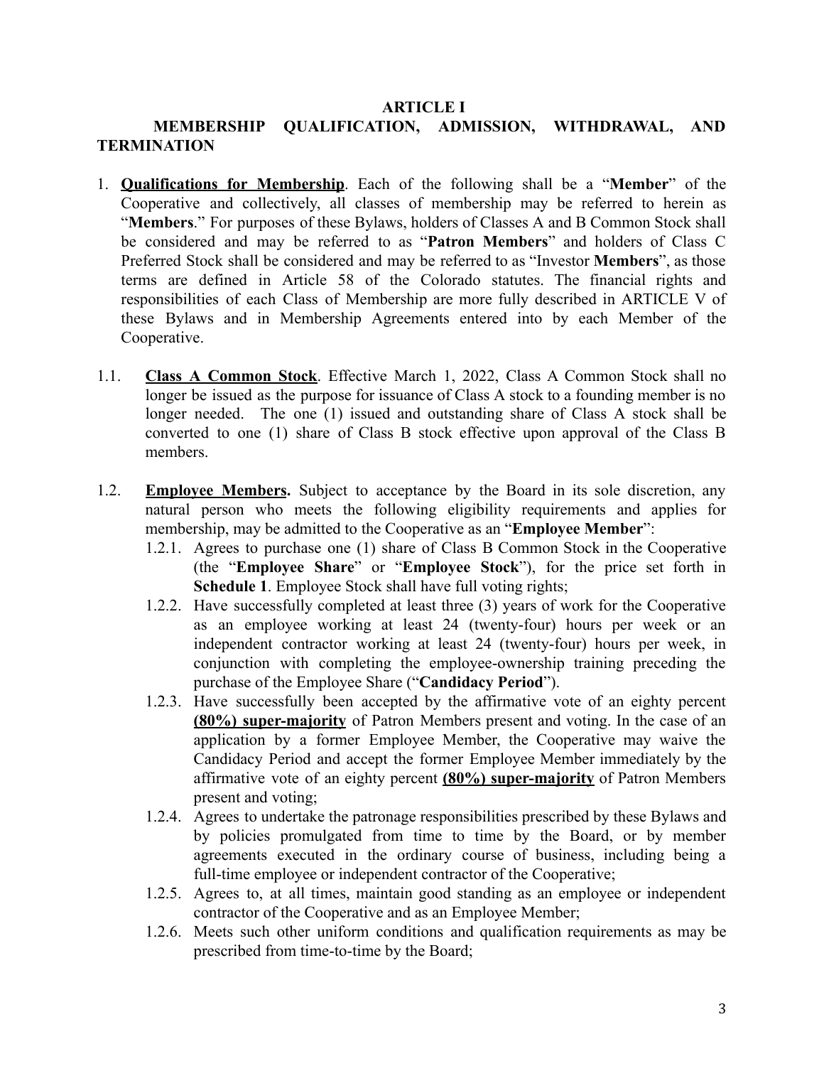## ARTICLE I
## MEMBERSHIP QUALIFICATION, ADMISSION, WITHDRAWAL, AND TERMINATION

1. **<u>Qualifications for Membership</u>**. Each of the following shall be a "**Member**" of the Cooperative and collectively, all classes of membership may be referred to herein as "**Members**." For purposes of these Bylaws, holders of Classes A and B Common Stock shall be considered and may be referred to as "**Patron Members**" and holders of Class C Preferred Stock shall be considered and may be referred to as "Investor **Members**", as those terms are defined in Article 58 of the Colorado statutes. The financial rights and responsibilities of each Class of Membership are more fully described in ARTICLE V of these Bylaws and in Membership Agreements entered into by each Member of the Cooperative.

1.1. **<u>Class A Common Stock</u>**. Effective March 1, 2022, Class A Common Stock shall no longer be issued as the purpose for issuance of Class A stock to a founding member is no longer needed. The one (1) issued and outstanding share of Class A stock shall be converted to one (1) share of Class B stock effective upon approval of the Class B members.

1.2. **<u>Employee Members</u>.** Subject to acceptance by the Board in its sole discretion, any natural person who meets the following eligibility requirements and applies for membership, may be admitted to the Cooperative as an "**Employee Member**":

   1.2.1. Agrees to purchase one (1) share of Class B Common Stock in the Cooperative (the "**Employee Share**" or "**Employee Stock**"), for the price set forth in **Schedule 1**. Employee Stock shall have full voting rights;

   1.2.2. Have successfully completed at least three (3) years of work for the Cooperative as an employee working at least 24 (twenty-four) hours per week or an independent contractor working at least 24 (twenty-four) hours per week, in conjunction with completing the employee-ownership training preceding the purchase of the Employee Share ("**Candidacy Period**").

   1.2.3. Have successfully been accepted by the affirmative vote of an eighty percent **<u>(80%) super-majority</u>** of Patron Members present and voting. In the case of an application by a former Employee Member, the Cooperative may waive the Candidacy Period and accept the former Employee Member immediately by the affirmative vote of an eighty percent **<u>(80%) super-majority</u>** of Patron Members present and voting;

   1.2.4. Agrees to undertake the patronage responsibilities prescribed by these Bylaws and by policies promulgated from time to time by the Board, or by member agreements executed in the ordinary course of business, including being a full-time employee or independent contractor of the Cooperative;

   1.2.5. Agrees to, at all times, maintain good standing as an employee or independent contractor of the Cooperative and as an Employee Member;

   1.2.6. Meets such other uniform conditions and qualification requirements as may be prescribed from time-to-time by the Board;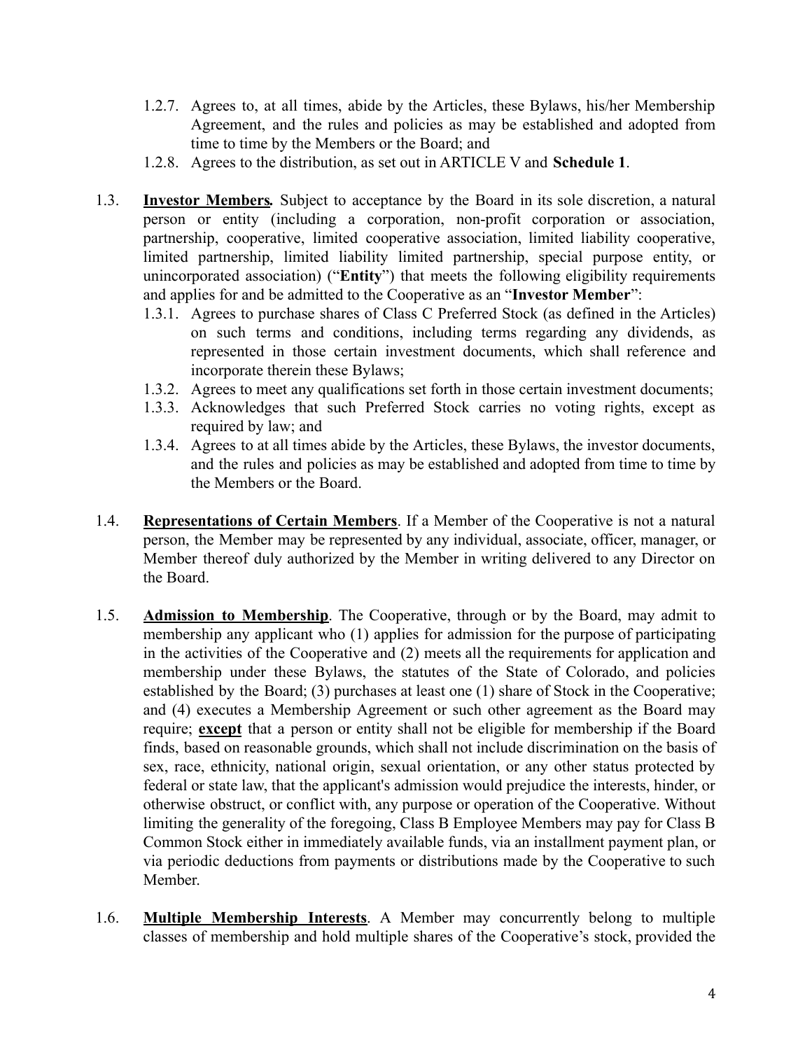1.2.7. Agrees to, at all times, abide by the Articles, these Bylaws, his/her Membership Agreement, and the rules and policies as may be established and adopted from time to time by the Members or the Board; and

1.2.8. Agrees to the distribution, as set out in ARTICLE V and **Schedule 1**.

1.3. **Investor Members.** Subject to acceptance by the Board in its sole discretion, a natural person or entity (including a corporation, non-profit corporation or association, partnership, cooperative, limited cooperative association, limited liability cooperative, limited partnership, limited liability limited partnership, special purpose entity, or unincorporated association) ("**Entity**") that meets the following eligibility requirements and applies for and be admitted to the Cooperative as an "**Investor Member**":

1.3.1. Agrees to purchase shares of Class C Preferred Stock (as defined in the Articles) on such terms and conditions, including terms regarding any dividends, as represented in those certain investment documents, which shall reference and incorporate therein these Bylaws;

1.3.2. Agrees to meet any qualifications set forth in those certain investment documents;

1.3.3. Acknowledges that such Preferred Stock carries no voting rights, except as required by law; and

1.3.4. Agrees to at all times abide by the Articles, these Bylaws, the investor documents, and the rules and policies as may be established and adopted from time to time by the Members or the Board.

1.4. **Representations of Certain Members**. If a Member of the Cooperative is not a natural person, the Member may be represented by any individual, associate, officer, manager, or Member thereof duly authorized by the Member in writing delivered to any Director on the Board.

1.5. **Admission to Membership**. The Cooperative, through or by the Board, may admit to membership any applicant who (1) applies for admission for the purpose of participating in the activities of the Cooperative and (2) meets all the requirements for application and membership under these Bylaws, the statutes of the State of Colorado, and policies established by the Board; (3) purchases at least one (1) share of Stock in the Cooperative; and (4) executes a Membership Agreement or such other agreement as the Board may require; **except** that a person or entity shall not be eligible for membership if the Board finds, based on reasonable grounds, which shall not include discrimination on the basis of sex, race, ethnicity, national origin, sexual orientation, or any other status protected by federal or state law, that the applicant's admission would prejudice the interests, hinder, or otherwise obstruct, or conflict with, any purpose or operation of the Cooperative. Without limiting the generality of the foregoing, Class B Employee Members may pay for Class B Common Stock either in immediately available funds, via an installment payment plan, or via periodic deductions from payments or distributions made by the Cooperative to such Member.

1.6. **Multiple Membership Interests**. A Member may concurrently belong to multiple classes of membership and hold multiple shares of the Cooperative's stock, provided the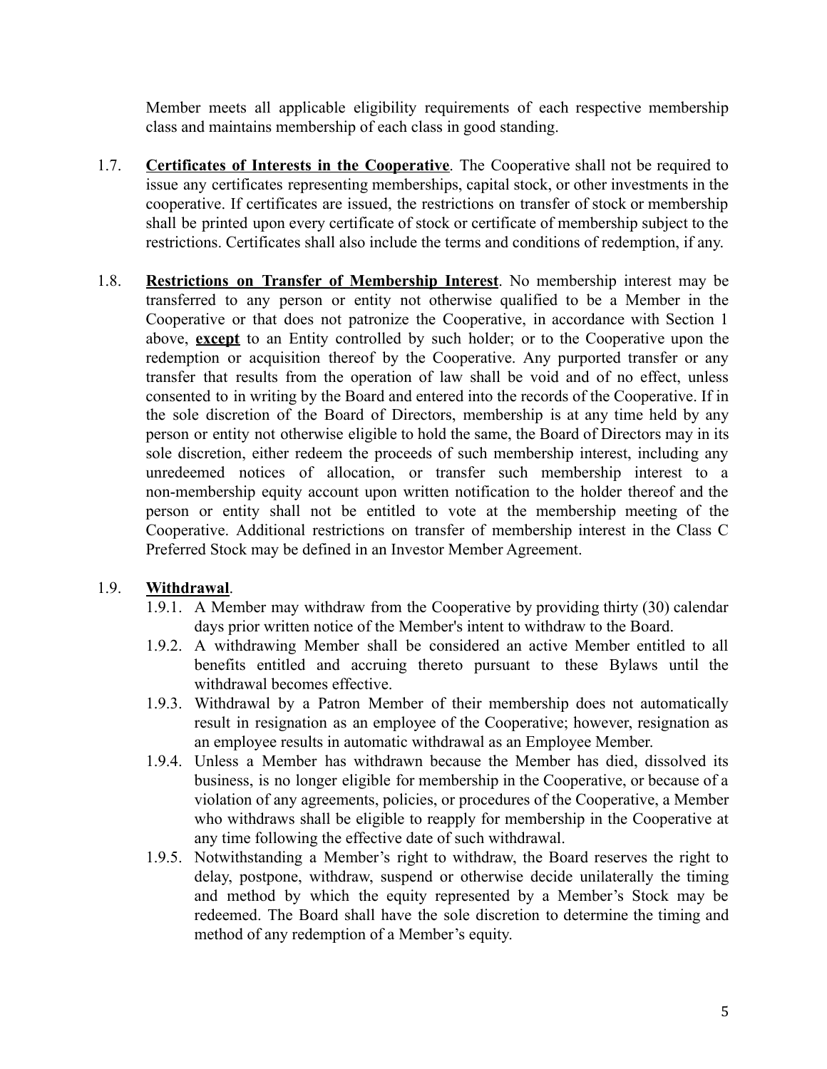Member meets all applicable eligibility requirements of each respective membership class and maintains membership of each class in good standing.

1.7. **Certificates of Interests in the Cooperative**. The Cooperative shall not be required to issue any certificates representing memberships, capital stock, or other investments in the cooperative. If certificates are issued, the restrictions on transfer of stock or membership shall be printed upon every certificate of stock or certificate of membership subject to the restrictions. Certificates shall also include the terms and conditions of redemption, if any.

1.8. **Restrictions on Transfer of Membership Interest**. No membership interest may be transferred to any person or entity not otherwise qualified to be a Member in the Cooperative or that does not patronize the Cooperative, in accordance with Section 1 above, **except** to an Entity controlled by such holder; or to the Cooperative upon the redemption or acquisition thereof by the Cooperative. Any purported transfer or any transfer that results from the operation of law shall be void and of no effect, unless consented to in writing by the Board and entered into the records of the Cooperative. If in the sole discretion of the Board of Directors, membership is at any time held by any person or entity not otherwise eligible to hold the same, the Board of Directors may in its sole discretion, either redeem the proceeds of such membership interest, including any unredeemed notices of allocation, or transfer such membership interest to a non-membership equity account upon written notification to the holder thereof and the person or entity shall not be entitled to vote at the membership meeting of the Cooperative. Additional restrictions on transfer of membership interest in the Class C Preferred Stock may be defined in an Investor Member Agreement.

1.9. **Withdrawal**.

1.9.1. A Member may withdraw from the Cooperative by providing thirty (30) calendar days prior written notice of the Member's intent to withdraw to the Board.

1.9.2. A withdrawing Member shall be considered an active Member entitled to all benefits entitled and accruing thereto pursuant to these Bylaws until the withdrawal becomes effective.

1.9.3. Withdrawal by a Patron Member of their membership does not automatically result in resignation as an employee of the Cooperative; however, resignation as an employee results in automatic withdrawal as an Employee Member.

1.9.4. Unless a Member has withdrawn because the Member has died, dissolved its business, is no longer eligible for membership in the Cooperative, or because of a violation of any agreements, policies, or procedures of the Cooperative, a Member who withdraws shall be eligible to reapply for membership in the Cooperative at any time following the effective date of such withdrawal.

1.9.5. Notwithstanding a Member's right to withdraw, the Board reserves the right to delay, postpone, withdraw, suspend or otherwise decide unilaterally the timing and method by which the equity represented by a Member's Stock may be redeemed. The Board shall have the sole discretion to determine the timing and method of any redemption of a Member's equity.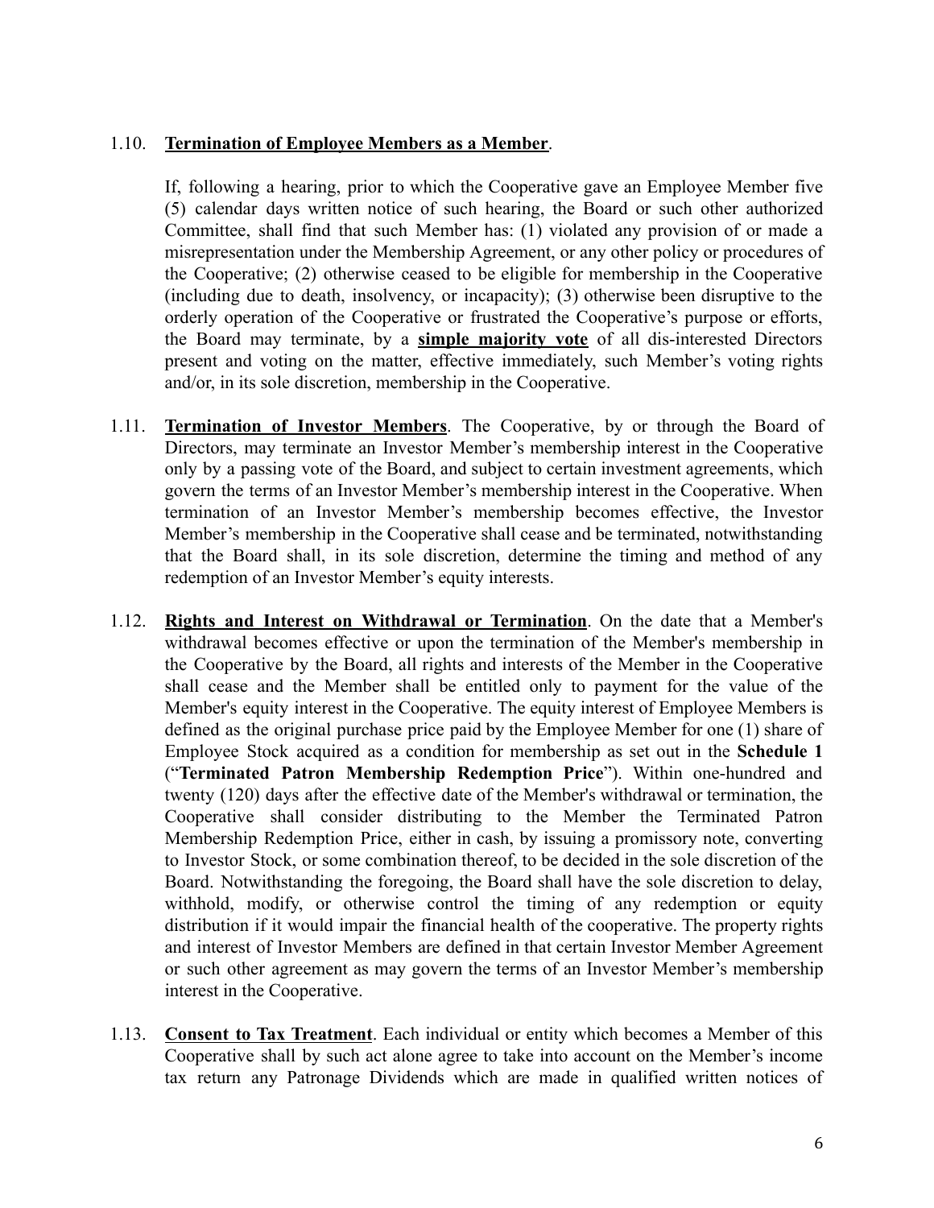1.10. **Termination of Employee Members as a Member**.

If, following a hearing, prior to which the Cooperative gave an Employee Member five (5) calendar days written notice of such hearing, the Board or such other authorized Committee, shall find that such Member has: (1) violated any provision of or made a misrepresentation under the Membership Agreement, or any other policy or procedures of the Cooperative; (2) otherwise ceased to be eligible for membership in the Cooperative (including due to death, insolvency, or incapacity); (3) otherwise been disruptive to the orderly operation of the Cooperative or frustrated the Cooperative's purpose or efforts, the Board may terminate, by a **simple majority vote** of all dis-interested Directors present and voting on the matter, effective immediately, such Member's voting rights and/or, in its sole discretion, membership in the Cooperative.

1.11. **Termination of Investor Members**. The Cooperative, by or through the Board of Directors, may terminate an Investor Member's membership interest in the Cooperative only by a passing vote of the Board, and subject to certain investment agreements, which govern the terms of an Investor Member's membership interest in the Cooperative. When termination of an Investor Member's membership becomes effective, the Investor Member's membership in the Cooperative shall cease and be terminated, notwithstanding that the Board shall, in its sole discretion, determine the timing and method of any redemption of an Investor Member's equity interests.

1.12. **Rights and Interest on Withdrawal or Termination**. On the date that a Member's withdrawal becomes effective or upon the termination of the Member's membership in the Cooperative by the Board, all rights and interests of the Member in the Cooperative shall cease and the Member shall be entitled only to payment for the value of the Member's equity interest in the Cooperative. The equity interest of Employee Members is defined as the original purchase price paid by the Employee Member for one (1) share of Employee Stock acquired as a condition for membership as set out in the **Schedule 1** ("**Terminated Patron Membership Redemption Price**"). Within one-hundred and twenty (120) days after the effective date of the Member's withdrawal or termination, the Cooperative shall consider distributing to the Member the Terminated Patron Membership Redemption Price, either in cash, by issuing a promissory note, converting to Investor Stock, or some combination thereof, to be decided in the sole discretion of the Board. Notwithstanding the foregoing, the Board shall have the sole discretion to delay, withhold, modify, or otherwise control the timing of any redemption or equity distribution if it would impair the financial health of the cooperative. The property rights and interest of Investor Members are defined in that certain Investor Member Agreement or such other agreement as may govern the terms of an Investor Member's membership interest in the Cooperative.

1.13. **Consent to Tax Treatment**. Each individual or entity which becomes a Member of this Cooperative shall by such act alone agree to take into account on the Member's income tax return any Patronage Dividends which are made in qualified written notices of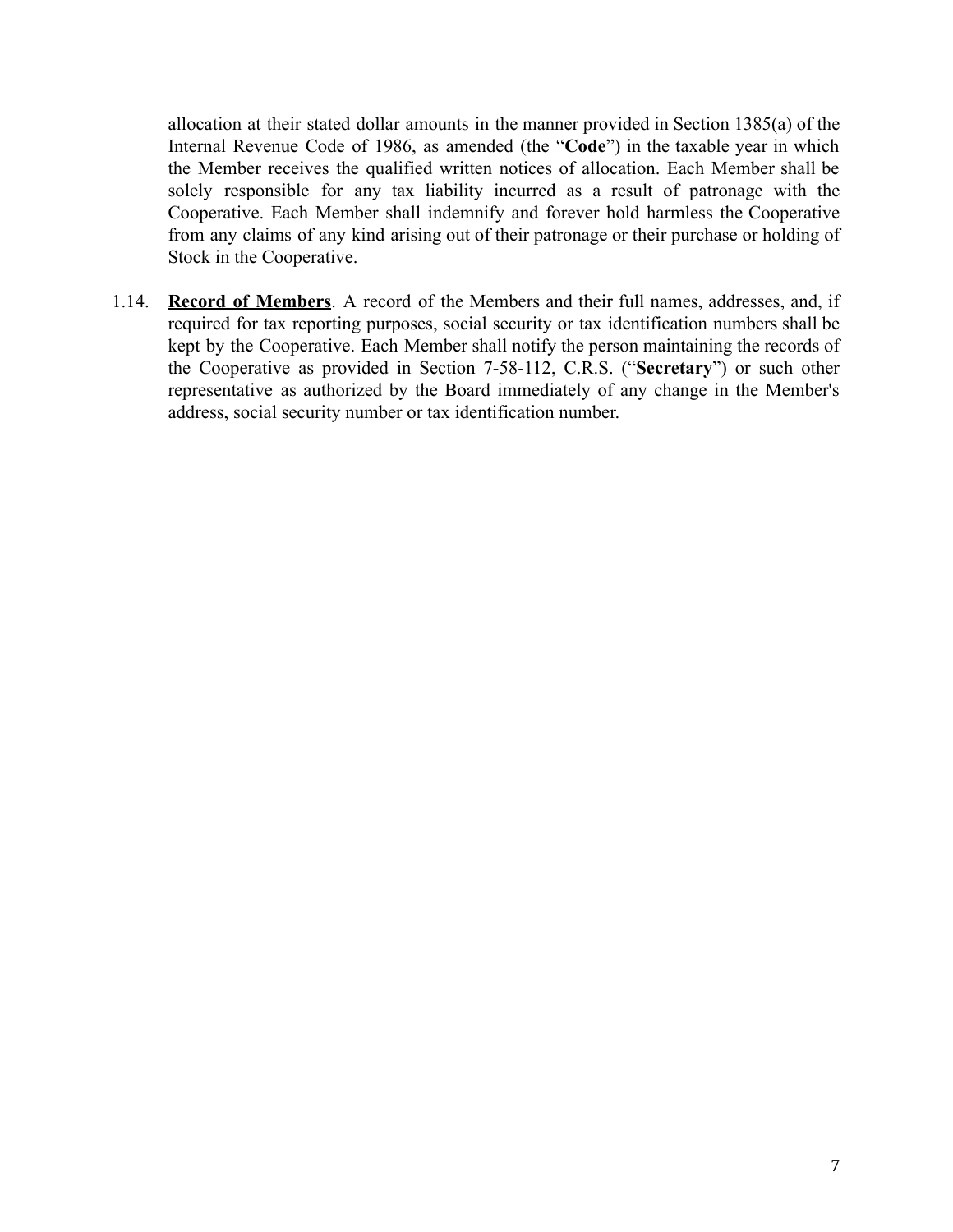allocation at their stated dollar amounts in the manner provided in Section 1385(a) of the Internal Revenue Code of 1986, as amended (the "**Code**") in the taxable year in which the Member receives the qualified written notices of allocation. Each Member shall be solely responsible for any tax liability incurred as a result of patronage with the Cooperative. Each Member shall indemnify and forever hold harmless the Cooperative from any claims of any kind arising out of their patronage or their purchase or holding of Stock in the Cooperative.

1.14. **Record of Members**. A record of the Members and their full names, addresses, and, if required for tax reporting purposes, social security or tax identification numbers shall be kept by the Cooperative. Each Member shall notify the person maintaining the records of the Cooperative as provided in Section 7-58-112, C.R.S. ("**Secretary**") or such other representative as authorized by the Board immediately of any change in the Member's address, social security number or tax identification number.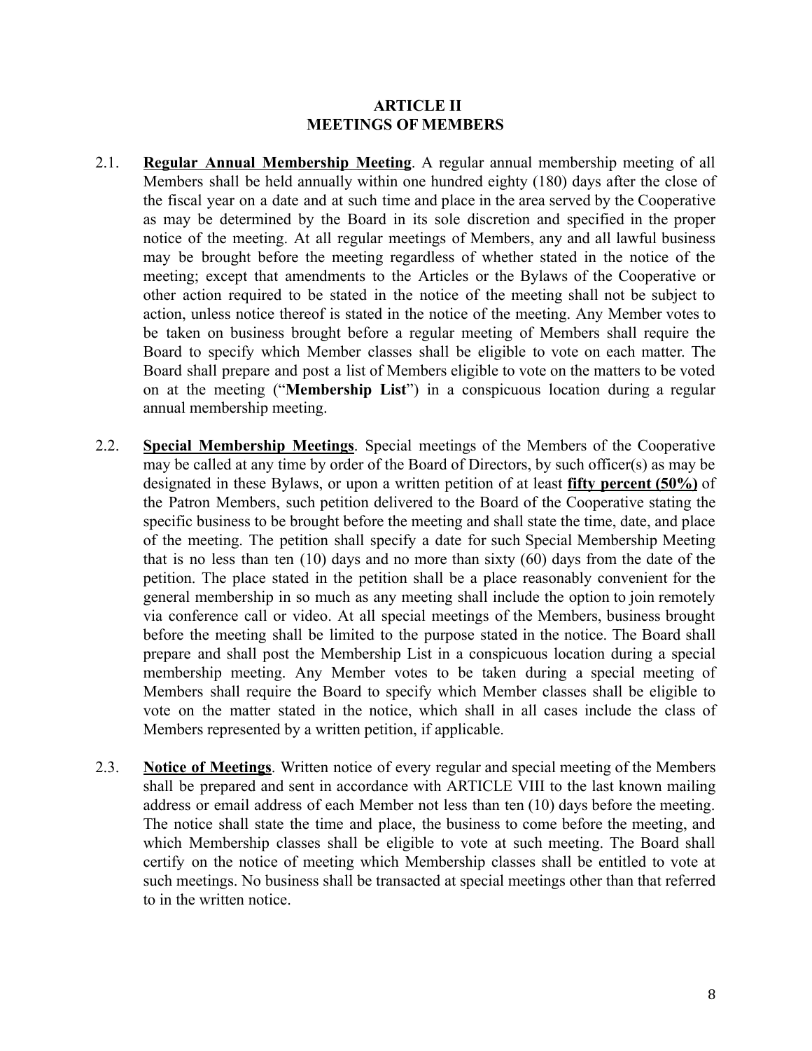## ARTICLE II
## MEETINGS OF MEMBERS

2.1. **Regular Annual Membership Meeting**. A regular annual membership meeting of all Members shall be held annually within one hundred eighty (180) days after the close of the fiscal year on a date and at such time and place in the area served by the Cooperative as may be determined by the Board in its sole discretion and specified in the proper notice of the meeting. At all regular meetings of Members, any and all lawful business may be brought before the meeting regardless of whether stated in the notice of the meeting; except that amendments to the Articles or the Bylaws of the Cooperative or other action required to be stated in the notice of the meeting shall not be subject to action, unless notice thereof is stated in the notice of the meeting. Any Member votes to be taken on business brought before a regular meeting of Members shall require the Board to specify which Member classes shall be eligible to vote on each matter. The Board shall prepare and post a list of Members eligible to vote on the matters to be voted on at the meeting ("**Membership List**") in a conspicuous location during a regular annual membership meeting.

2.2. **Special Membership Meetings**. Special meetings of the Members of the Cooperative may be called at any time by order of the Board of Directors, by such officer(s) as may be designated in these Bylaws, or upon a written petition of at least **fifty percent (50%)** of the Patron Members, such petition delivered to the Board of the Cooperative stating the specific business to be brought before the meeting and shall state the time, date, and place of the meeting. The petition shall specify a date for such Special Membership Meeting that is no less than ten (10) days and no more than sixty (60) days from the date of the petition. The place stated in the petition shall be a place reasonably convenient for the general membership in so much as any meeting shall include the option to join remotely via conference call or video. At all special meetings of the Members, business brought before the meeting shall be limited to the purpose stated in the notice. The Board shall prepare and shall post the Membership List in a conspicuous location during a special membership meeting. Any Member votes to be taken during a special meeting of Members shall require the Board to specify which Member classes shall be eligible to vote on the matter stated in the notice, which shall in all cases include the class of Members represented by a written petition, if applicable.

2.3. **Notice of Meetings**. Written notice of every regular and special meeting of the Members shall be prepared and sent in accordance with ARTICLE VIII to the last known mailing address or email address of each Member not less than ten (10) days before the meeting. The notice shall state the time and place, the business to come before the meeting, and which Membership classes shall be eligible to vote at such meeting. The Board shall certify on the notice of meeting which Membership classes shall be entitled to vote at such meetings. No business shall be transacted at special meetings other than that referred to in the written notice.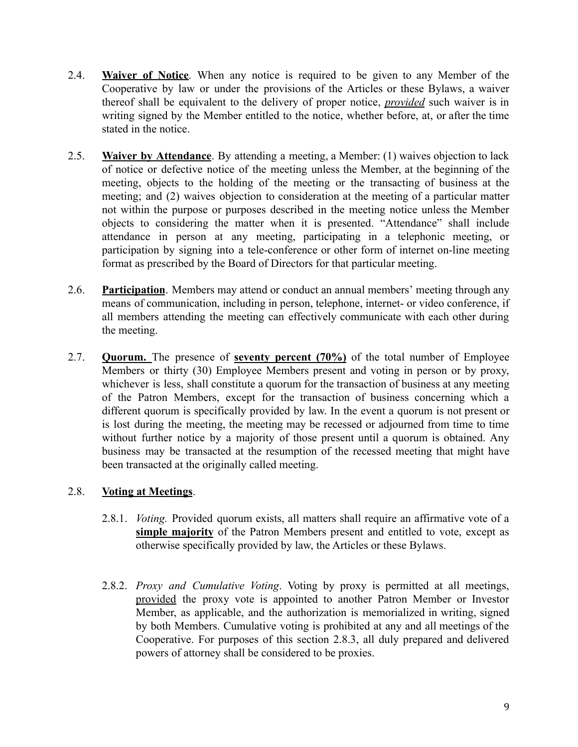2.4. **<u>Waiver of Notice</u>**. When any notice is required to be given to any Member of the Cooperative by law or under the provisions of the Articles or these Bylaws, a waiver thereof shall be equivalent to the delivery of proper notice, ***<u>provided</u>*** such waiver is in writing signed by the Member entitled to the notice, whether before, at, or after the time stated in the notice.

2.5. **<u>Waiver by Attendance</u>**. By attending a meeting, a Member: (1) waives objection to lack of notice or defective notice of the meeting unless the Member, at the beginning of the meeting, objects to the holding of the meeting or the transacting of business at the meeting; and (2) waives objection to consideration at the meeting of a particular matter not within the purpose or purposes described in the meeting notice unless the Member objects to considering the matter when it is presented. "Attendance" shall include attendance in person at any meeting, participating in a telephonic meeting, or participation by signing into a tele-conference or other form of internet on-line meeting format as prescribed by the Board of Directors for that particular meeting.

2.6. **<u>Participation</u>**. Members may attend or conduct an annual members' meeting through any means of communication, including in person, telephone, internet- or video conference, if all members attending the meeting can effectively communicate with each other during the meeting.

2.7. **<u>Quorum.</u>** The presence of **<u>seventy percent (70%)</u>** of the total number of Employee Members or thirty (30) Employee Members present and voting in person or by proxy, whichever is less, shall constitute a quorum for the transaction of business at any meeting of the Patron Members, except for the transaction of business concerning which a different quorum is specifically provided by law. In the event a quorum is not present or is lost during the meeting, the meeting may be recessed or adjourned from time to time without further notice by a majority of those present until a quorum is obtained. Any business may be transacted at the resumption of the recessed meeting that might have been transacted at the originally called meeting.

2.8. **<u>Voting at Meetings</u>**.

2.8.1. *Voting.* Provided quorum exists, all matters shall require an affirmative vote of a **<u>simple majority</u>** of the Patron Members present and entitled to vote, except as otherwise specifically provided by law, the Articles or these Bylaws.

2.8.2. *Proxy and Cumulative Voting*. Voting by proxy is permitted at all meetings, <u>provided</u> the proxy vote is appointed to another Patron Member or Investor Member, as applicable, and the authorization is memorialized in writing, signed by both Members. Cumulative voting is prohibited at any and all meetings of the Cooperative. For purposes of this section 2.8.3, all duly prepared and delivered powers of attorney shall be considered to be proxies.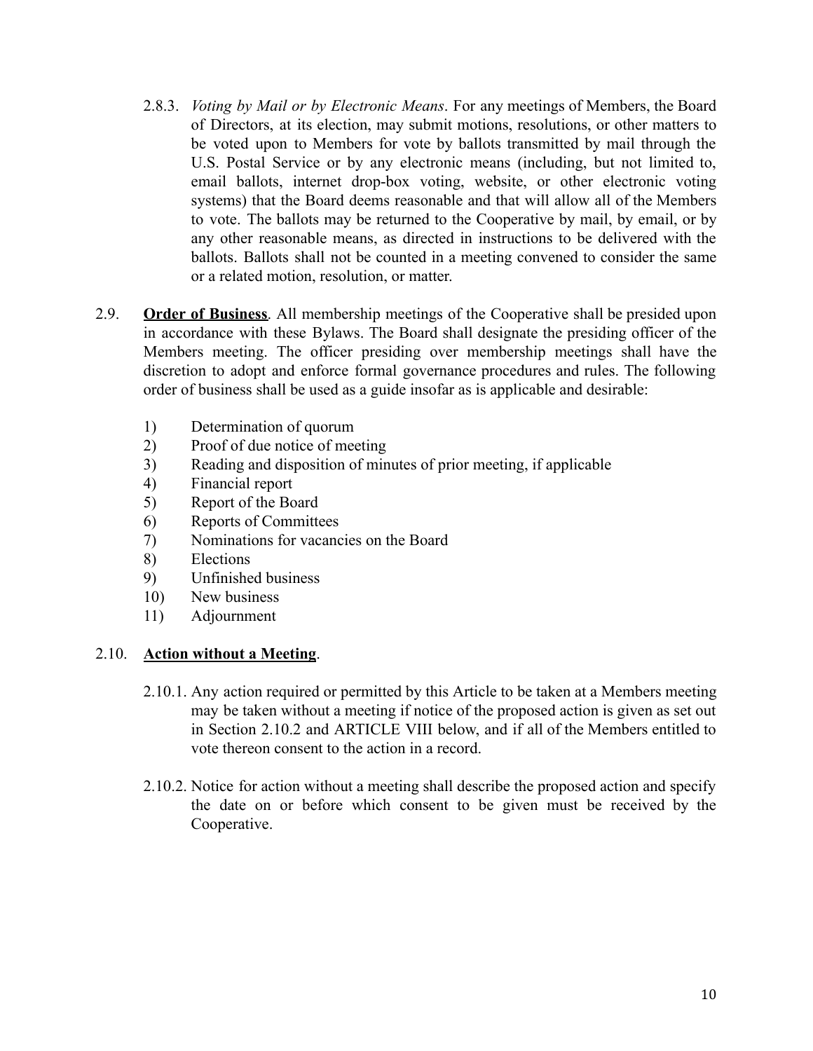2.8.3. *Voting by Mail or by Electronic Means*. For any meetings of Members, the Board of Directors, at its election, may submit motions, resolutions, or other matters to be voted upon to Members for vote by ballots transmitted by mail through the U.S. Postal Service or by any electronic means (including, but not limited to, email ballots, internet drop-box voting, website, or other electronic voting systems) that the Board deems reasonable and that will allow all of the Members to vote. The ballots may be returned to the Cooperative by mail, by email, or by any other reasonable means, as directed in instructions to be delivered with the ballots. Ballots shall not be counted in a meeting convened to consider the same or a related motion, resolution, or matter.

2.9. **Order of Business**. All membership meetings of the Cooperative shall be presided upon in accordance with these Bylaws. The Board shall designate the presiding officer of the Members meeting. The officer presiding over membership meetings shall have the discretion to adopt and enforce formal governance procedures and rules. The following order of business shall be used as a guide insofar as is applicable and desirable:

1) Determination of quorum
2) Proof of due notice of meeting
3) Reading and disposition of minutes of prior meeting, if applicable
4) Financial report
5) Report of the Board
6) Reports of Committees
7) Nominations for vacancies on the Board
8) Elections
9) Unfinished business
10) New business
11) Adjournment

2.10. **Action without a Meeting**.

2.10.1. Any action required or permitted by this Article to be taken at a Members meeting may be taken without a meeting if notice of the proposed action is given as set out in Section 2.10.2 and ARTICLE VIII below, and if all of the Members entitled to vote thereon consent to the action in a record.

2.10.2. Notice for action without a meeting shall describe the proposed action and specify the date on or before which consent to be given must be received by the Cooperative.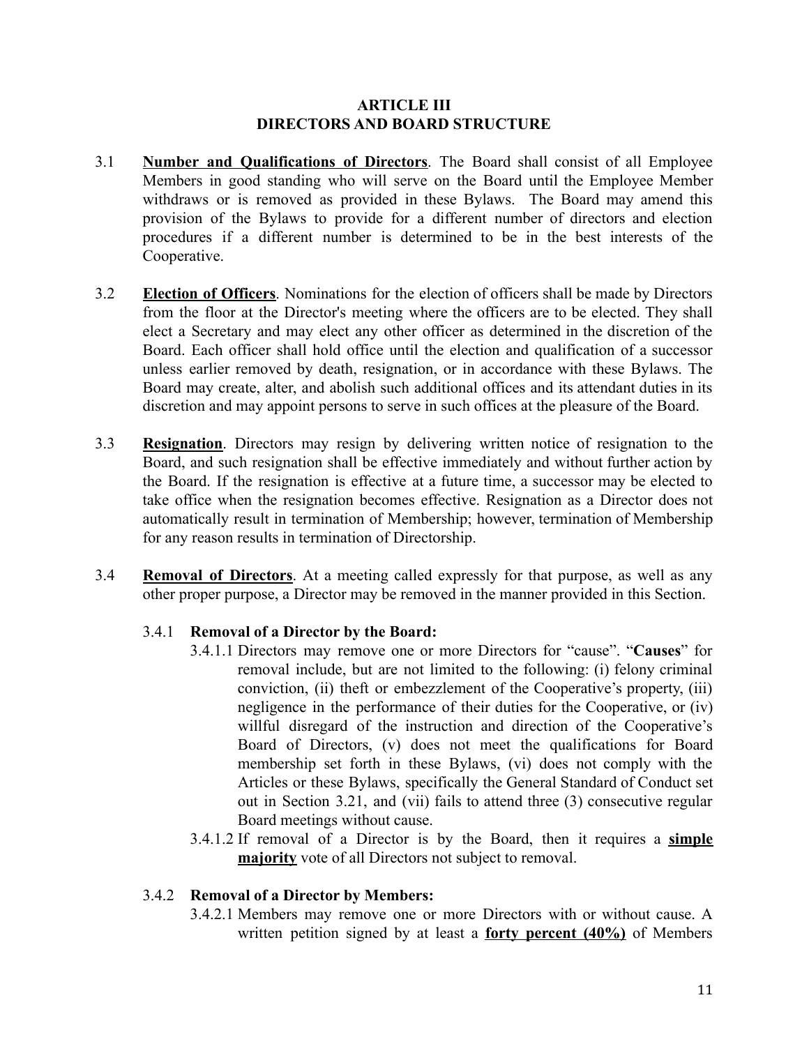## ARTICLE III
## DIRECTORS AND BOARD STRUCTURE

3.1 **<u>Number and Qualifications of Directors</u>**. The Board shall consist of all Employee Members in good standing who will serve on the Board until the Employee Member withdraws or is removed as provided in these Bylaws. The Board may amend this provision of the Bylaws to provide for a different number of directors and election procedures if a different number is determined to be in the best interests of the Cooperative.

3.2 **<u>Election of Officers</u>**. Nominations for the election of officers shall be made by Directors from the floor at the Director's meeting where the officers are to be elected. They shall elect a Secretary and may elect any other officer as determined in the discretion of the Board. Each officer shall hold office until the election and qualification of a successor unless earlier removed by death, resignation, or in accordance with these Bylaws. The Board may create, alter, and abolish such additional offices and its attendant duties in its discretion and may appoint persons to serve in such offices at the pleasure of the Board.

3.3 **<u>Resignation</u>**. Directors may resign by delivering written notice of resignation to the Board, and such resignation shall be effective immediately and without further action by the Board. If the resignation is effective at a future time, a successor may be elected to take office when the resignation becomes effective. Resignation as a Director does not automatically result in termination of Membership; however, termination of Membership for any reason results in termination of Directorship.

3.4 **<u>Removal of Directors</u>**. At a meeting called expressly for that purpose, as well as any other proper purpose, a Director may be removed in the manner provided in this Section.

3.4.1 **Removal of a Director by the Board:**

3.4.1.1 Directors may remove one or more Directors for "cause". "**Causes**" for removal include, but are not limited to the following: (i) felony criminal conviction, (ii) theft or embezzlement of the Cooperative's property, (iii) negligence in the performance of their duties for the Cooperative, or (iv) willful disregard of the instruction and direction of the Cooperative's Board of Directors, (v) does not meet the qualifications for Board membership set forth in these Bylaws, (vi) does not comply with the Articles or these Bylaws, specifically the General Standard of Conduct set out in Section 3.21, and (vii) fails to attend three (3) consecutive regular Board meetings without cause.

3.4.1.2 If removal of a Director is by the Board, then it requires a **<u>simple majority</u>** vote of all Directors not subject to removal.

3.4.2 **Removal of a Director by Members:**

3.4.2.1 Members may remove one or more Directors with or without cause. A written petition signed by at least a **<u>forty percent (40%)</u>** of Members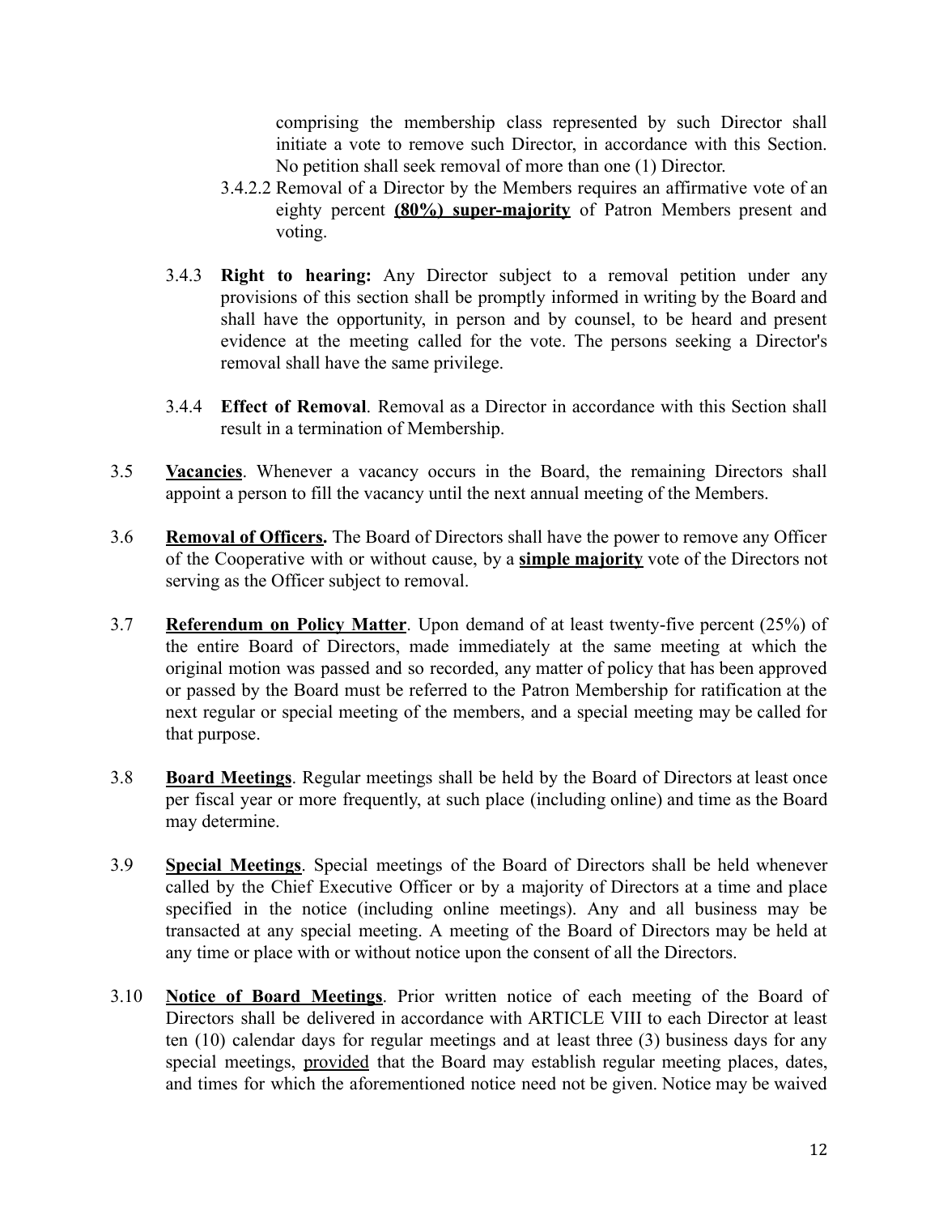comprising the membership class represented by such Director shall initiate a vote to remove such Director, in accordance with this Section. No petition shall seek removal of more than one (1) Director.

3.4.2.2 Removal of a Director by the Members requires an affirmative vote of an eighty percent **(80%) super-majority** of Patron Members present and voting.

3.4.3 **Right to hearing:** Any Director subject to a removal petition under any provisions of this section shall be promptly informed in writing by the Board and shall have the opportunity, in person and by counsel, to be heard and present evidence at the meeting called for the vote. The persons seeking a Director's removal shall have the same privilege.

3.4.4 **Effect of Removal**. Removal as a Director in accordance with this Section shall result in a termination of Membership.

3.5 **Vacancies**. Whenever a vacancy occurs in the Board, the remaining Directors shall appoint a person to fill the vacancy until the next annual meeting of the Members.

3.6 **Removal of Officers.** The Board of Directors shall have the power to remove any Officer of the Cooperative with or without cause, by a **simple majority** vote of the Directors not serving as the Officer subject to removal.

3.7 **Referendum on Policy Matter**. Upon demand of at least twenty-five percent (25%) of the entire Board of Directors, made immediately at the same meeting at which the original motion was passed and so recorded, any matter of policy that has been approved or passed by the Board must be referred to the Patron Membership for ratification at the next regular or special meeting of the members, and a special meeting may be called for that purpose.

3.8 **Board Meetings**. Regular meetings shall be held by the Board of Directors at least once per fiscal year or more frequently, at such place (including online) and time as the Board may determine.

3.9 **Special Meetings**. Special meetings of the Board of Directors shall be held whenever called by the Chief Executive Officer or by a majority of Directors at a time and place specified in the notice (including online meetings). Any and all business may be transacted at any special meeting. A meeting of the Board of Directors may be held at any time or place with or without notice upon the consent of all the Directors.

3.10 **Notice of Board Meetings**. Prior written notice of each meeting of the Board of Directors shall be delivered in accordance with ARTICLE VIII to each Director at least ten (10) calendar days for regular meetings and at least three (3) business days for any special meetings, provided that the Board may establish regular meeting places, dates, and times for which the aforementioned notice need not be given. Notice may be waived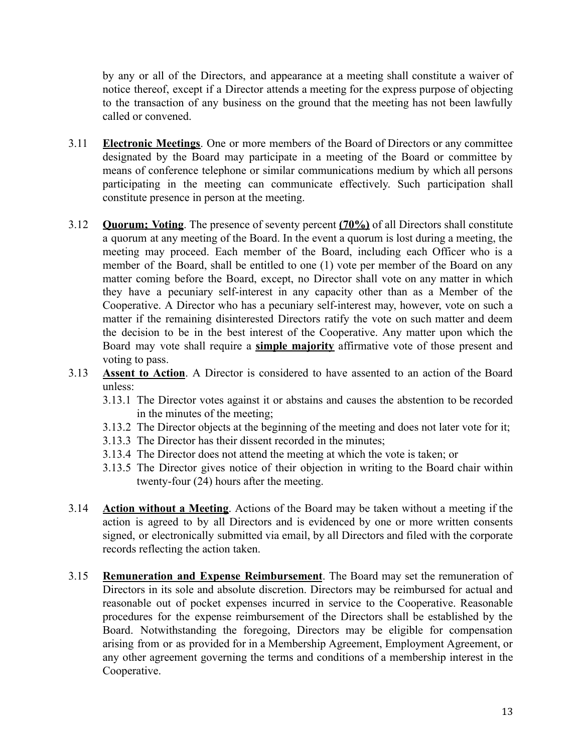by any or all of the Directors, and appearance at a meeting shall constitute a waiver of notice thereof, except if a Director attends a meeting for the express purpose of objecting to the transaction of any business on the ground that the meeting has not been lawfully called or convened.

3.11 **Electronic Meetings**. One or more members of the Board of Directors or any committee designated by the Board may participate in a meeting of the Board or committee by means of conference telephone or similar communications medium by which all persons participating in the meeting can communicate effectively. Such participation shall constitute presence in person at the meeting.

3.12 **Quorum; Voting**. The presence of seventy percent **(70%)** of all Directors shall constitute a quorum at any meeting of the Board. In the event a quorum is lost during a meeting, the meeting may proceed. Each member of the Board, including each Officer who is a member of the Board, shall be entitled to one (1) vote per member of the Board on any matter coming before the Board, except, no Director shall vote on any matter in which they have a pecuniary self-interest in any capacity other than as a Member of the Cooperative. A Director who has a pecuniary self-interest may, however, vote on such a matter if the remaining disinterested Directors ratify the vote on such matter and deem the decision to be in the best interest of the Cooperative. Any matter upon which the Board may vote shall require a **simple majority** affirmative vote of those present and voting to pass.

3.13 **Assent to Action**. A Director is considered to have assented to an action of the Board unless:

- 3.13.1 The Director votes against it or abstains and causes the abstention to be recorded in the minutes of the meeting;
- 3.13.2 The Director objects at the beginning of the meeting and does not later vote for it;
- 3.13.3 The Director has their dissent recorded in the minutes;
- 3.13.4 The Director does not attend the meeting at which the vote is taken; or
- 3.13.5 The Director gives notice of their objection in writing to the Board chair within twenty-four (24) hours after the meeting.

3.14 **Action without a Meeting**. Actions of the Board may be taken without a meeting if the action is agreed to by all Directors and is evidenced by one or more written consents signed, or electronically submitted via email, by all Directors and filed with the corporate records reflecting the action taken.

3.15 **Remuneration and Expense Reimbursement**. The Board may set the remuneration of Directors in its sole and absolute discretion. Directors may be reimbursed for actual and reasonable out of pocket expenses incurred in service to the Cooperative. Reasonable procedures for the expense reimbursement of the Directors shall be established by the Board. Notwithstanding the foregoing, Directors may be eligible for compensation arising from or as provided for in a Membership Agreement, Employment Agreement, or any other agreement governing the terms and conditions of a membership interest in the Cooperative.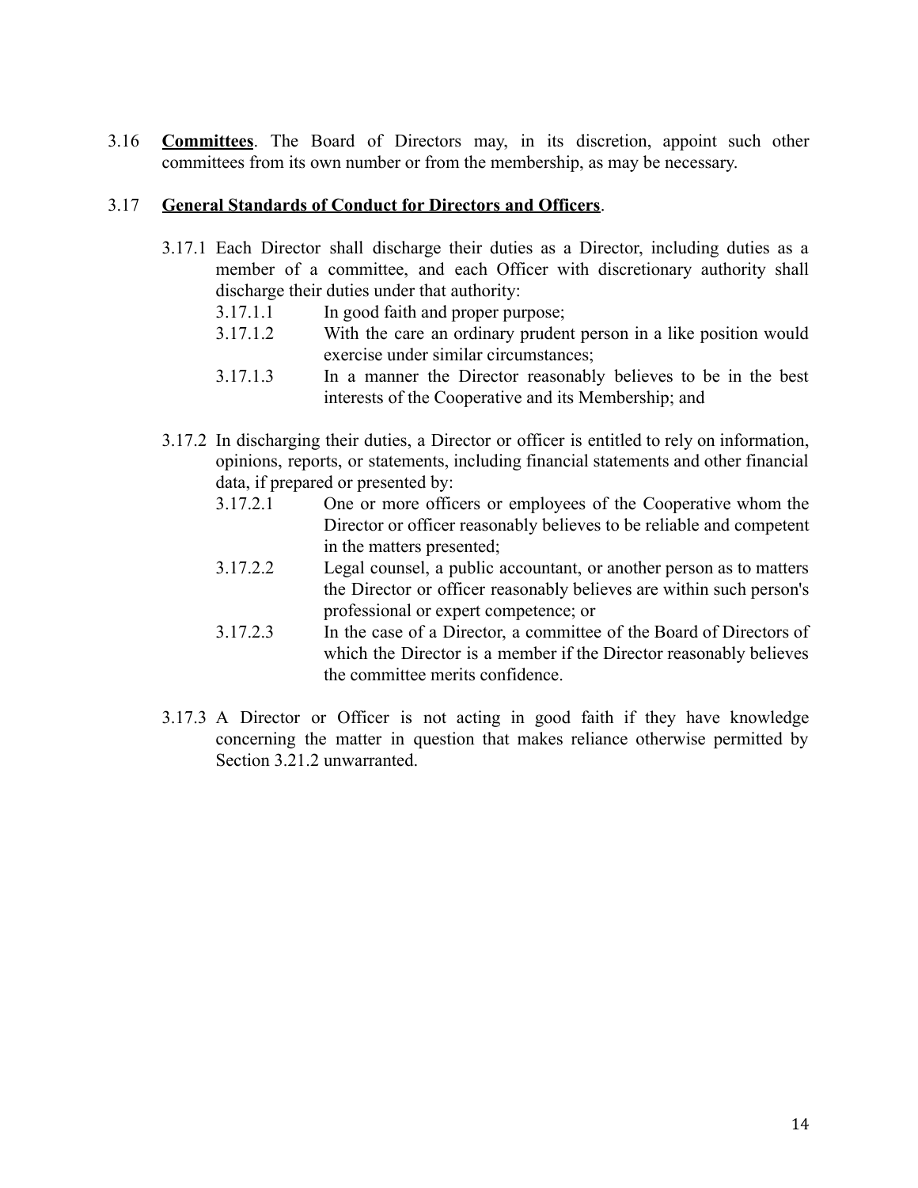3.16 **<u>Committees</u>**. The Board of Directors may, in its discretion, appoint such other committees from its own number or from the membership, as may be necessary.

3.17 **<u>General Standards of Conduct for Directors and Officers</u>**.

3.17.1 Each Director shall discharge their duties as a Director, including duties as a member of a committee, and each Officer with discretionary authority shall discharge their duties under that authority:

3.17.1.1 In good faith and proper purpose;

3.17.1.2 With the care an ordinary prudent person in a like position would exercise under similar circumstances;

3.17.1.3 In a manner the Director reasonably believes to be in the best interests of the Cooperative and its Membership; and

3.17.2 In discharging their duties, a Director or officer is entitled to rely on information, opinions, reports, or statements, including financial statements and other financial data, if prepared or presented by:

3.17.2.1 One or more officers or employees of the Cooperative whom the Director or officer reasonably believes to be reliable and competent in the matters presented;

3.17.2.2 Legal counsel, a public accountant, or another person as to matters the Director or officer reasonably believes are within such person's professional or expert competence; or

3.17.2.3 In the case of a Director, a committee of the Board of Directors of which the Director is a member if the Director reasonably believes the committee merits confidence.

3.17.3 A Director or Officer is not acting in good faith if they have knowledge concerning the matter in question that makes reliance otherwise permitted by Section 3.21.2 unwarranted.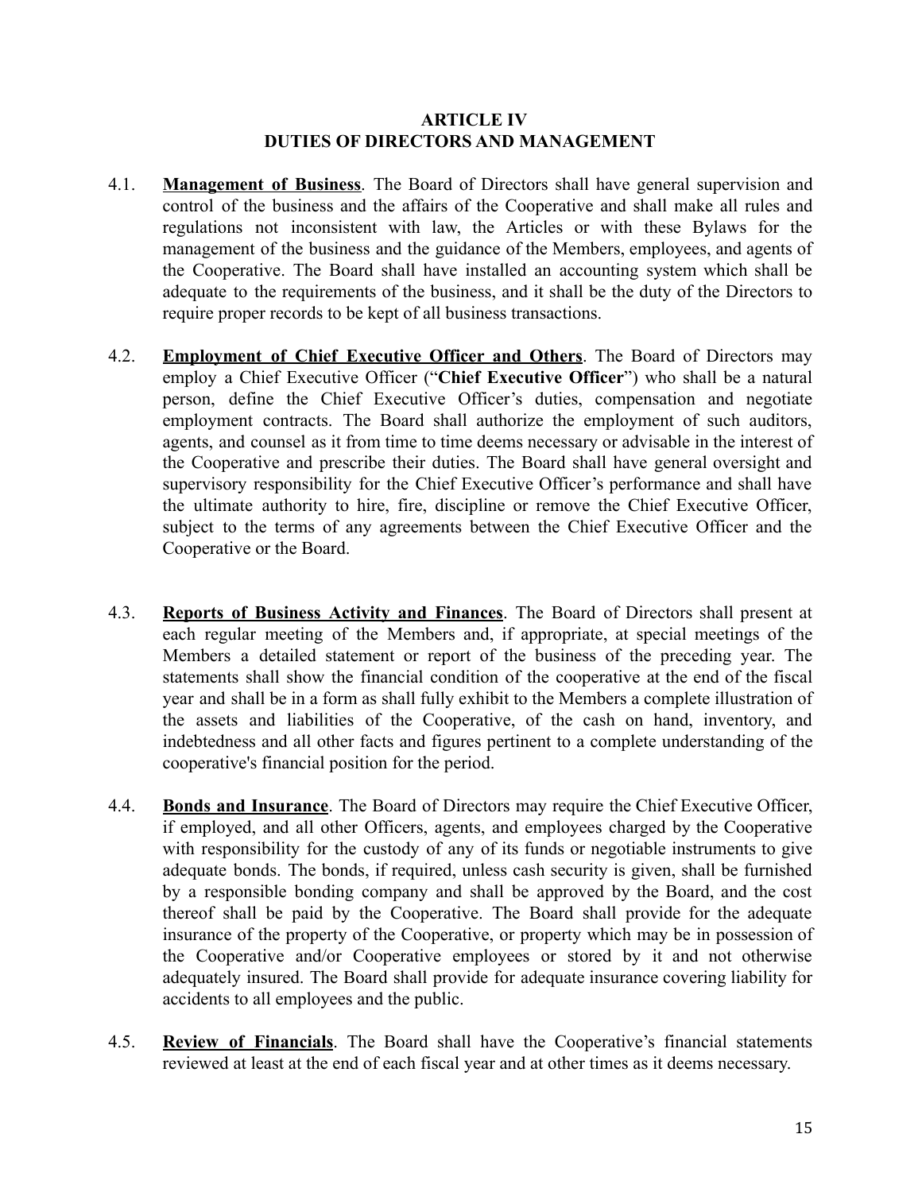# ARTICLE IV
# DUTIES OF DIRECTORS AND MANAGEMENT

4.1. **Management of Business**. The Board of Directors shall have general supervision and control of the business and the affairs of the Cooperative and shall make all rules and regulations not inconsistent with law, the Articles or with these Bylaws for the management of the business and the guidance of the Members, employees, and agents of the Cooperative. The Board shall have installed an accounting system which shall be adequate to the requirements of the business, and it shall be the duty of the Directors to require proper records to be kept of all business transactions.

4.2. **Employment of Chief Executive Officer and Others**. The Board of Directors may employ a Chief Executive Officer ("**Chief Executive Officer**") who shall be a natural person, define the Chief Executive Officer's duties, compensation and negotiate employment contracts. The Board shall authorize the employment of such auditors, agents, and counsel as it from time to time deems necessary or advisable in the interest of the Cooperative and prescribe their duties. The Board shall have general oversight and supervisory responsibility for the Chief Executive Officer's performance and shall have the ultimate authority to hire, fire, discipline or remove the Chief Executive Officer, subject to the terms of any agreements between the Chief Executive Officer and the Cooperative or the Board.

4.3. **Reports of Business Activity and Finances**. The Board of Directors shall present at each regular meeting of the Members and, if appropriate, at special meetings of the Members a detailed statement or report of the business of the preceding year. The statements shall show the financial condition of the cooperative at the end of the fiscal year and shall be in a form as shall fully exhibit to the Members a complete illustration of the assets and liabilities of the Cooperative, of the cash on hand, inventory, and indebtedness and all other facts and figures pertinent to a complete understanding of the cooperative's financial position for the period.

4.4. **Bonds and Insurance**. The Board of Directors may require the Chief Executive Officer, if employed, and all other Officers, agents, and employees charged by the Cooperative with responsibility for the custody of any of its funds or negotiable instruments to give adequate bonds. The bonds, if required, unless cash security is given, shall be furnished by a responsible bonding company and shall be approved by the Board, and the cost thereof shall be paid by the Cooperative. The Board shall provide for the adequate insurance of the property of the Cooperative, or property which may be in possession of the Cooperative and/or Cooperative employees or stored by it and not otherwise adequately insured. The Board shall provide for adequate insurance covering liability for accidents to all employees and the public.

4.5. **Review of Financials**. The Board shall have the Cooperative's financial statements reviewed at least at the end of each fiscal year and at other times as it deems necessary.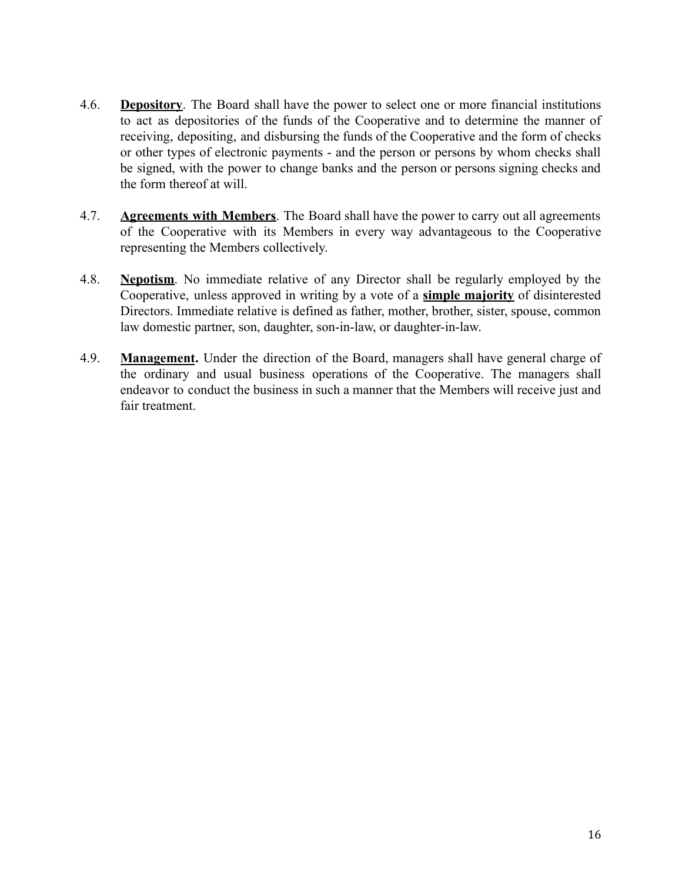4.6. **<u>Depository</u>**. The Board shall have the power to select one or more financial institutions to act as depositories of the funds of the Cooperative and to determine the manner of receiving, depositing, and disbursing the funds of the Cooperative and the form of checks or other types of electronic payments - and the person or persons by whom checks shall be signed, with the power to change banks and the person or persons signing checks and the form thereof at will.

4.7. **<u>Agreements with Members</u>**. The Board shall have the power to carry out all agreements of the Cooperative with its Members in every way advantageous to the Cooperative representing the Members collectively.

4.8. **<u>Nepotism</u>**. No immediate relative of any Director shall be regularly employed by the Cooperative, unless approved in writing by a vote of a **<u>simple majority</u>** of disinterested Directors. Immediate relative is defined as father, mother, brother, sister, spouse, common law domestic partner, son, daughter, son-in-law, or daughter-in-law.

4.9. **<u>Management</u>.** Under the direction of the Board, managers shall have general charge of the ordinary and usual business operations of the Cooperative. The managers shall endeavor to conduct the business in such a manner that the Members will receive just and fair treatment.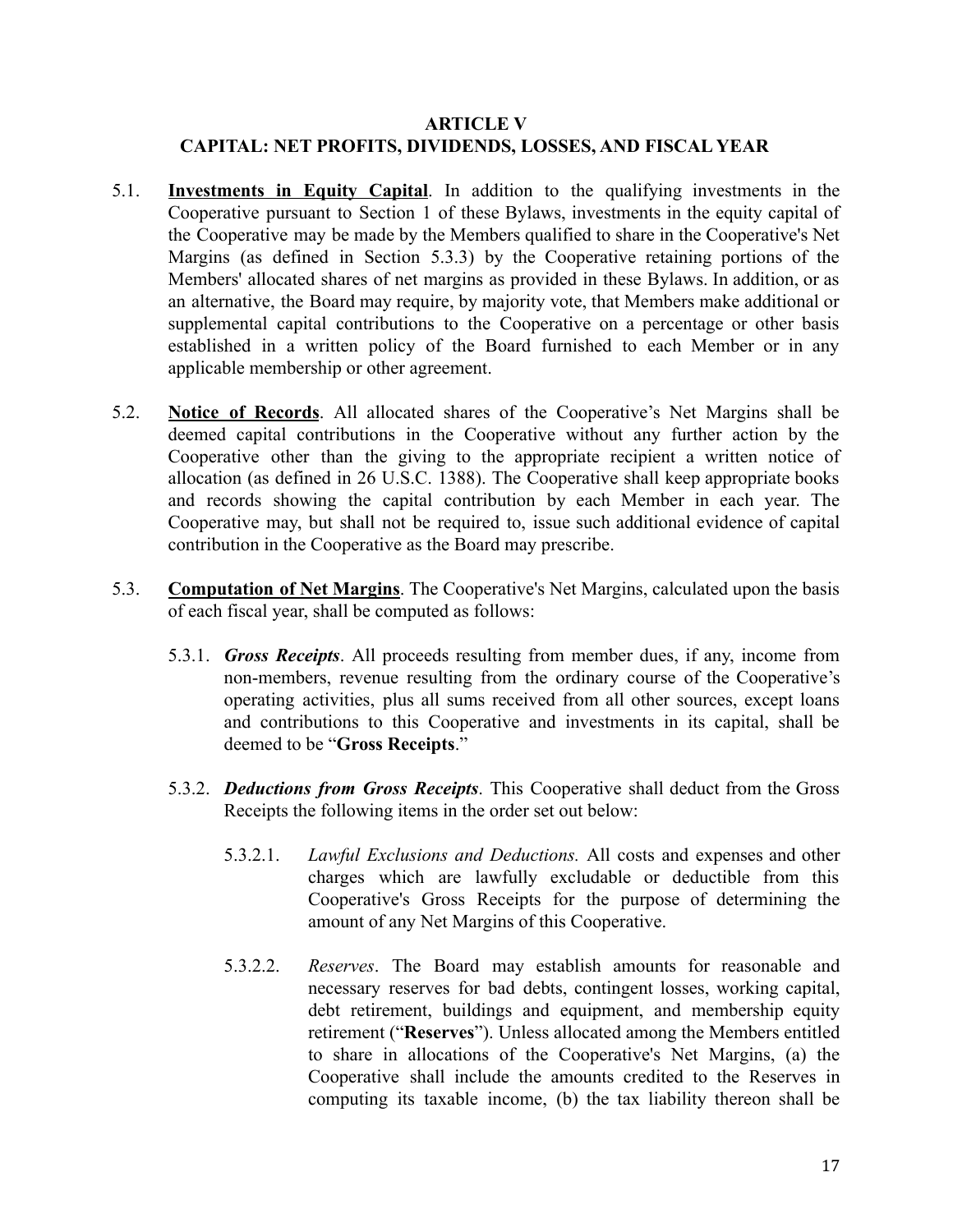## ARTICLE V
## CAPITAL: NET PROFITS, DIVIDENDS, LOSSES, AND FISCAL YEAR

5.1. **<u>Investments in Equity Capital</u>**. In addition to the qualifying investments in the Cooperative pursuant to Section 1 of these Bylaws, investments in the equity capital of the Cooperative may be made by the Members qualified to share in the Cooperative's Net Margins (as defined in Section 5.3.3) by the Cooperative retaining portions of the Members' allocated shares of net margins as provided in these Bylaws. In addition, or as an alternative, the Board may require, by majority vote, that Members make additional or supplemental capital contributions to the Cooperative on a percentage or other basis established in a written policy of the Board furnished to each Member or in any applicable membership or other agreement.

5.2. **<u>Notice of Records</u>**. All allocated shares of the Cooperative's Net Margins shall be deemed capital contributions in the Cooperative without any further action by the Cooperative other than the giving to the appropriate recipient a written notice of allocation (as defined in 26 U.S.C. 1388). The Cooperative shall keep appropriate books and records showing the capital contribution by each Member in each year. The Cooperative may, but shall not be required to, issue such additional evidence of capital contribution in the Cooperative as the Board may prescribe.

5.3. **<u>Computation of Net Margins</u>**. The Cooperative's Net Margins, calculated upon the basis of each fiscal year, shall be computed as follows:

5.3.1. ***Gross Receipts***. All proceeds resulting from member dues, if any, income from non-members, revenue resulting from the ordinary course of the Cooperative's operating activities, plus all sums received from all other sources, except loans and contributions to this Cooperative and investments in its capital, shall be deemed to be "**Gross Receipts**."

5.3.2. ***Deductions from Gross Receipts***. This Cooperative shall deduct from the Gross Receipts the following items in the order set out below:

5.3.2.1. *Lawful Exclusions and Deductions.* All costs and expenses and other charges which are lawfully excludable or deductible from this Cooperative's Gross Receipts for the purpose of determining the amount of any Net Margins of this Cooperative.

5.3.2.2. *Reserves*. The Board may establish amounts for reasonable and necessary reserves for bad debts, contingent losses, working capital, debt retirement, buildings and equipment, and membership equity retirement ("**Reserves**"). Unless allocated among the Members entitled to share in allocations of the Cooperative's Net Margins, (a) the Cooperative shall include the amounts credited to the Reserves in computing its taxable income, (b) the tax liability thereon shall be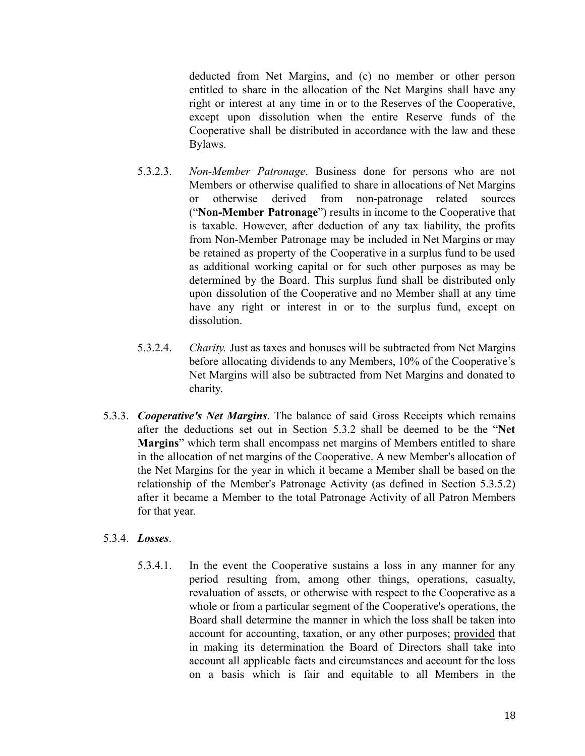deducted from Net Margins, and (c) no member or other person entitled to share in the allocation of the Net Margins shall have any right or interest at any time in or to the Reserves of the Cooperative, except upon dissolution when the entire Reserve funds of the Cooperative shall be distributed in accordance with the law and these Bylaws.

5.3.2.3. *Non-Member Patronage*. Business done for persons who are not Members or otherwise qualified to share in allocations of Net Margins or otherwise derived from non-patronage related sources ("**Non-Member Patronage**") results in income to the Cooperative that is taxable. However, after deduction of any tax liability, the profits from Non-Member Patronage may be included in Net Margins or may be retained as property of the Cooperative in a surplus fund to be used as additional working capital or for such other purposes as may be determined by the Board. This surplus fund shall be distributed only upon dissolution of the Cooperative and no Member shall at any time have any right or interest in or to the surplus fund, except on dissolution.

5.3.2.4. *Charity.* Just as taxes and bonuses will be subtracted from Net Margins before allocating dividends to any Members, 10% of the Cooperative's Net Margins will also be subtracted from Net Margins and donated to charity.

5.3.3. ***Cooperative's Net Margins***. The balance of said Gross Receipts which remains after the deductions set out in Section 5.3.2 shall be deemed to be the "**Net Margins**" which term shall encompass net margins of Members entitled to share in the allocation of net margins of the Cooperative. A new Member's allocation of the Net Margins for the year in which it became a Member shall be based on the relationship of the Member's Patronage Activity (as defined in Section 5.3.5.2) after it became a Member to the total Patronage Activity of all Patron Members for that year.

5.3.4. ***Losses***.

5.3.4.1. In the event the Cooperative sustains a loss in any manner for any period resulting from, among other things, operations, casualty, revaluation of assets, or otherwise with respect to the Cooperative as a whole or from a particular segment of the Cooperative's operations, the Board shall determine the manner in which the loss shall be taken into account for accounting, taxation, or any other purposes; provided that in making its determination the Board of Directors shall take into account all applicable facts and circumstances and account for the loss on a basis which is fair and equitable to all Members in the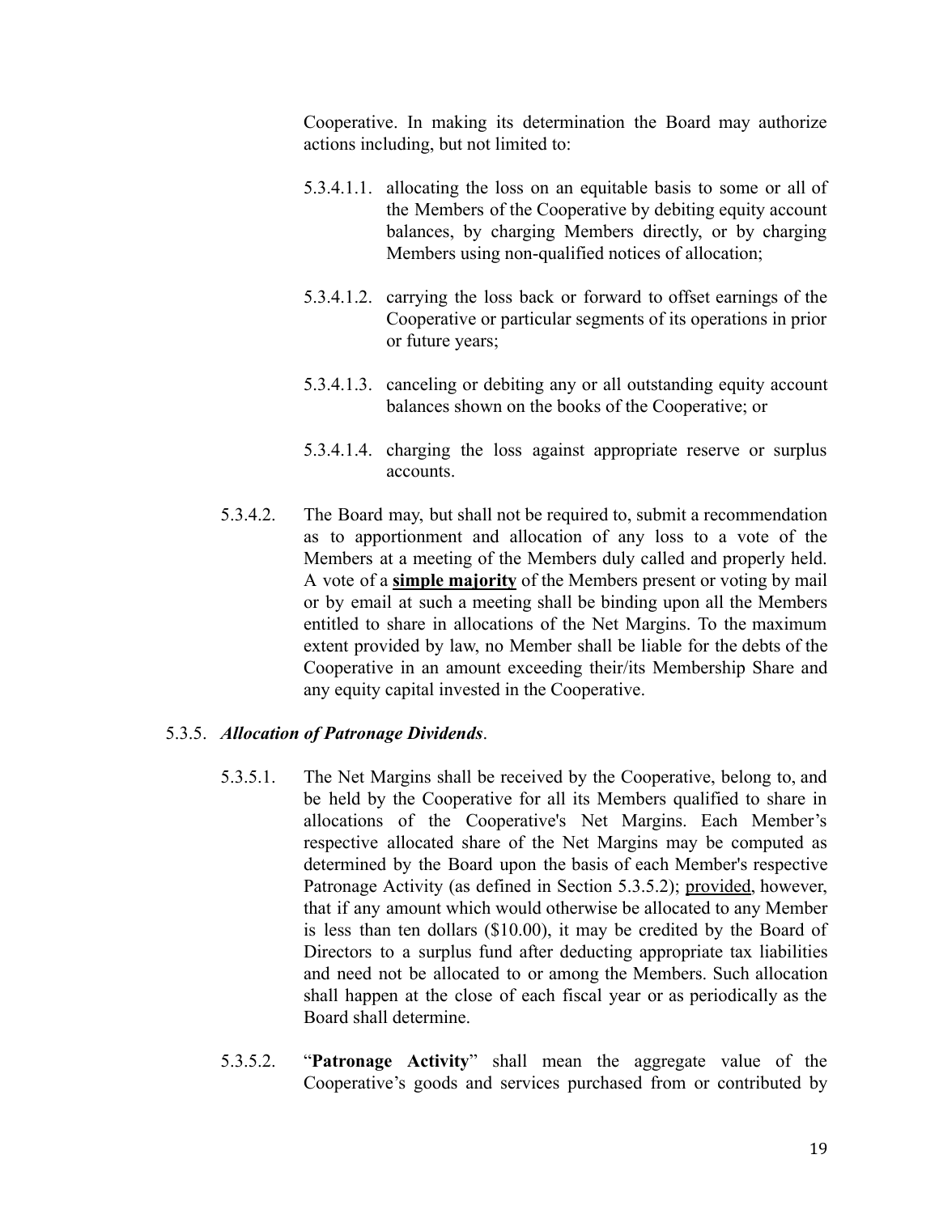Cooperative. In making its determination the Board may authorize actions including, but not limited to:

5.3.4.1.1. allocating the loss on an equitable basis to some or all of the Members of the Cooperative by debiting equity account balances, by charging Members directly, or by charging Members using non-qualified notices of allocation;

5.3.4.1.2. carrying the loss back or forward to offset earnings of the Cooperative or particular segments of its operations in prior or future years;

5.3.4.1.3. canceling or debiting any or all outstanding equity account balances shown on the books of the Cooperative; or

5.3.4.1.4. charging the loss against appropriate reserve or surplus accounts.

5.3.4.2. The Board may, but shall not be required to, submit a recommendation as to apportionment and allocation of any loss to a vote of the Members at a meeting of the Members duly called and properly held. A vote of a <u>**simple majority**</u> of the Members present or voting by mail or by email at such a meeting shall be binding upon all the Members entitled to share in allocations of the Net Margins. To the maximum extent provided by law, no Member shall be liable for the debts of the Cooperative in an amount exceeding their/its Membership Share and any equity capital invested in the Cooperative.

5.3.5. ***Allocation of Patronage Dividends***.

5.3.5.1. The Net Margins shall be received by the Cooperative, belong to, and be held by the Cooperative for all its Members qualified to share in allocations of the Cooperative's Net Margins. Each Member's respective allocated share of the Net Margins may be computed as determined by the Board upon the basis of each Member's respective Patronage Activity (as defined in Section 5.3.5.2); <u>provided</u>, however, that if any amount which would otherwise be allocated to any Member is less than ten dollars ($10.00), it may be credited by the Board of Directors to a surplus fund after deducting appropriate tax liabilities and need not be allocated to or among the Members. Such allocation shall happen at the close of each fiscal year or as periodically as the Board shall determine.

5.3.5.2. "**Patronage Activity**" shall mean the aggregate value of the Cooperative's goods and services purchased from or contributed by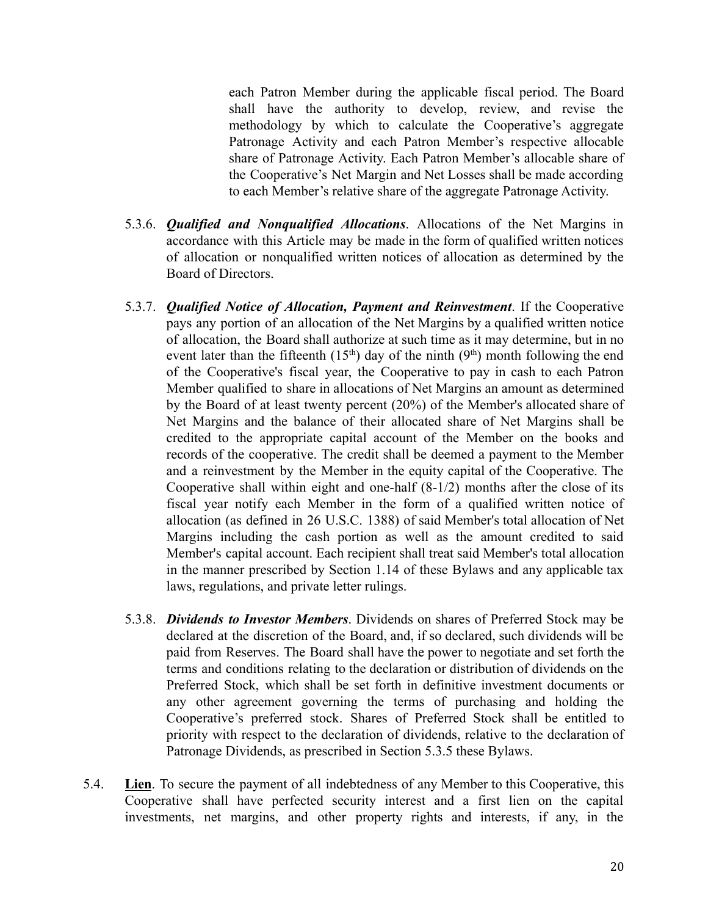each Patron Member during the applicable fiscal period. The Board shall have the authority to develop, review, and revise the methodology by which to calculate the Cooperative's aggregate Patronage Activity and each Patron Member's respective allocable share of Patronage Activity. Each Patron Member's allocable share of the Cooperative's Net Margin and Net Losses shall be made according to each Member's relative share of the aggregate Patronage Activity.

5.3.6. ***Qualified and Nonqualified Allocations***. Allocations of the Net Margins in accordance with this Article may be made in the form of qualified written notices of allocation or nonqualified written notices of allocation as determined by the Board of Directors.

5.3.7. ***Qualified Notice of Allocation, Payment and Reinvestment***. If the Cooperative pays any portion of an allocation of the Net Margins by a qualified written notice of allocation, the Board shall authorize at such time as it may determine, but in no event later than the fifteenth (15th) day of the ninth (9th) month following the end of the Cooperative's fiscal year, the Cooperative to pay in cash to each Patron Member qualified to share in allocations of Net Margins an amount as determined by the Board of at least twenty percent (20%) of the Member's allocated share of Net Margins and the balance of their allocated share of Net Margins shall be credited to the appropriate capital account of the Member on the books and records of the cooperative. The credit shall be deemed a payment to the Member and a reinvestment by the Member in the equity capital of the Cooperative. The Cooperative shall within eight and one-half (8-1/2) months after the close of its fiscal year notify each Member in the form of a qualified written notice of allocation (as defined in 26 U.S.C. 1388) of said Member's total allocation of Net Margins including the cash portion as well as the amount credited to said Member's capital account. Each recipient shall treat said Member's total allocation in the manner prescribed by Section 1.14 of these Bylaws and any applicable tax laws, regulations, and private letter rulings.

5.3.8. ***Dividends to Investor Members***. Dividends on shares of Preferred Stock may be declared at the discretion of the Board, and, if so declared, such dividends will be paid from Reserves. The Board shall have the power to negotiate and set forth the terms and conditions relating to the declaration or distribution of dividends on the Preferred Stock, which shall be set forth in definitive investment documents or any other agreement governing the terms of purchasing and holding the Cooperative's preferred stock. Shares of Preferred Stock shall be entitled to priority with respect to the declaration of dividends, relative to the declaration of Patronage Dividends, as prescribed in Section 5.3.5 these Bylaws.

5.4. **Lien**. To secure the payment of all indebtedness of any Member to this Cooperative, this Cooperative shall have perfected security interest and a first lien on the capital investments, net margins, and other property rights and interests, if any, in the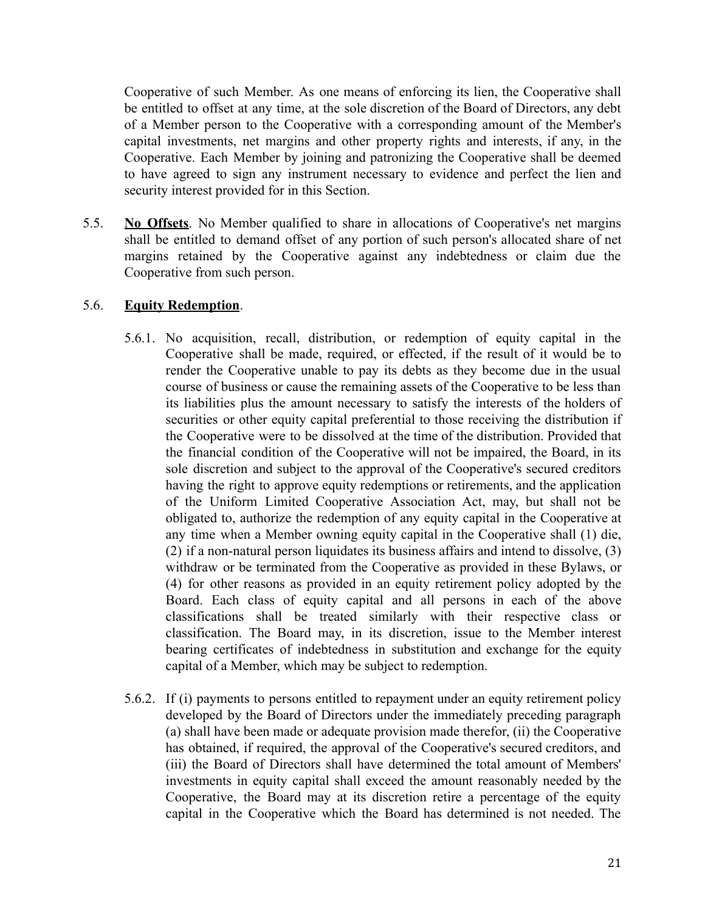Cooperative of such Member. As one means of enforcing its lien, the Cooperative shall be entitled to offset at any time, at the sole discretion of the Board of Directors, any debt of a Member person to the Cooperative with a corresponding amount of the Member's capital investments, net margins and other property rights and interests, if any, in the Cooperative. Each Member by joining and patronizing the Cooperative shall be deemed to have agreed to sign any instrument necessary to evidence and perfect the lien and security interest provided for in this Section.

5.5. **No Offsets**. No Member qualified to share in allocations of Cooperative's net margins shall be entitled to demand offset of any portion of such person's allocated share of net margins retained by the Cooperative against any indebtedness or claim due the Cooperative from such person.

5.6. **Equity Redemption**.

5.6.1. No acquisition, recall, distribution, or redemption of equity capital in the Cooperative shall be made, required, or effected, if the result of it would be to render the Cooperative unable to pay its debts as they become due in the usual course of business or cause the remaining assets of the Cooperative to be less than its liabilities plus the amount necessary to satisfy the interests of the holders of securities or other equity capital preferential to those receiving the distribution if the Cooperative were to be dissolved at the time of the distribution. Provided that the financial condition of the Cooperative will not be impaired, the Board, in its sole discretion and subject to the approval of the Cooperative's secured creditors having the right to approve equity redemptions or retirements, and the application of the Uniform Limited Cooperative Association Act, may, but shall not be obligated to, authorize the redemption of any equity capital in the Cooperative at any time when a Member owning equity capital in the Cooperative shall (1) die, (2) if a non-natural person liquidates its business affairs and intend to dissolve, (3) withdraw or be terminated from the Cooperative as provided in these Bylaws, or (4) for other reasons as provided in an equity retirement policy adopted by the Board. Each class of equity capital and all persons in each of the above classifications shall be treated similarly with their respective class or classification. The Board may, in its discretion, issue to the Member interest bearing certificates of indebtedness in substitution and exchange for the equity capital of a Member, which may be subject to redemption.

5.6.2. If (i) payments to persons entitled to repayment under an equity retirement policy developed by the Board of Directors under the immediately preceding paragraph (a) shall have been made or adequate provision made therefor, (ii) the Cooperative has obtained, if required, the approval of the Cooperative's secured creditors, and (iii) the Board of Directors shall have determined the total amount of Members' investments in equity capital shall exceed the amount reasonably needed by the Cooperative, the Board may at its discretion retire a percentage of the equity capital in the Cooperative which the Board has determined is not needed. The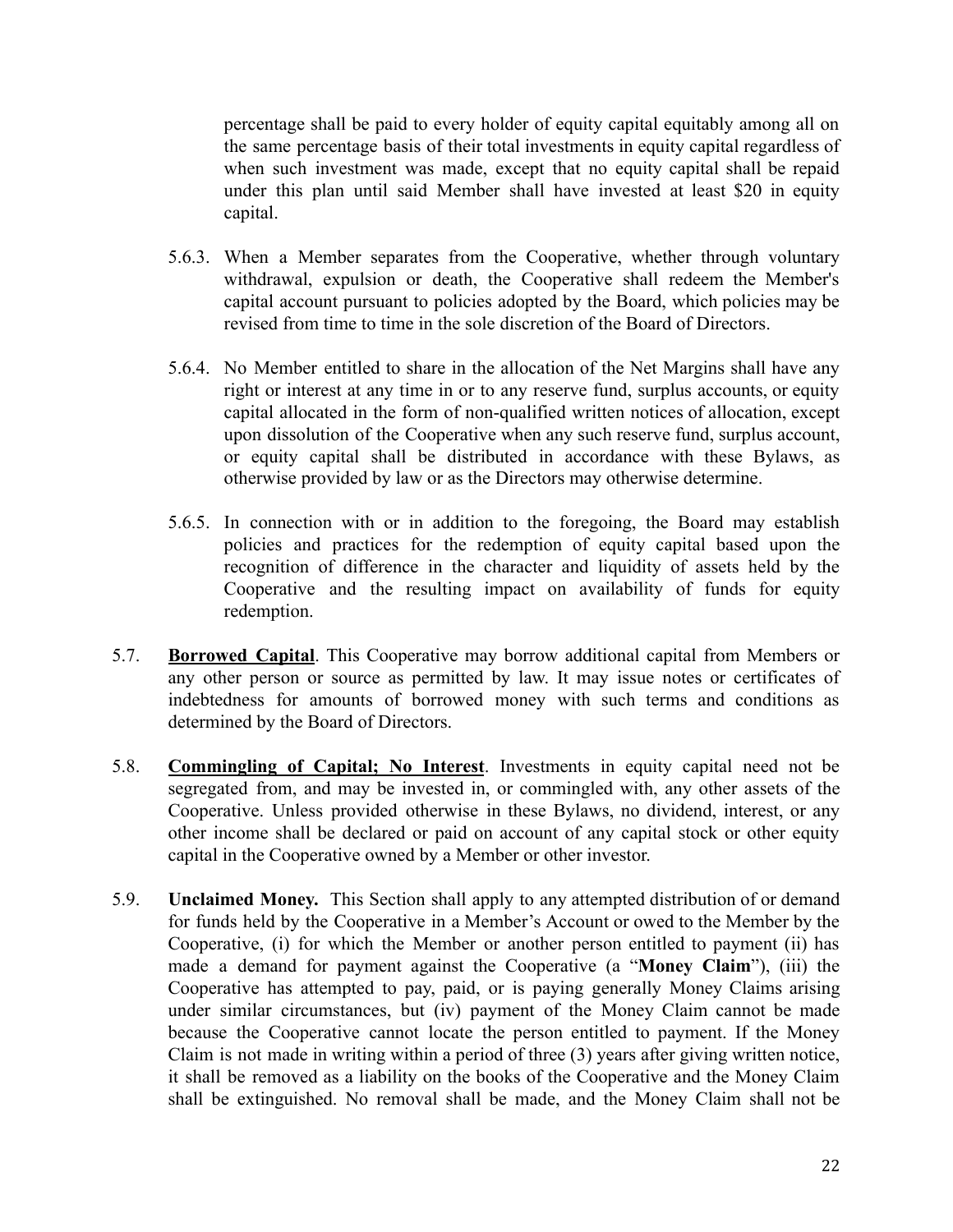percentage shall be paid to every holder of equity capital equitably among all on the same percentage basis of their total investments in equity capital regardless of when such investment was made, except that no equity capital shall be repaid under this plan until said Member shall have invested at least $20 in equity capital.

5.6.3. When a Member separates from the Cooperative, whether through voluntary withdrawal, expulsion or death, the Cooperative shall redeem the Member's capital account pursuant to policies adopted by the Board, which policies may be revised from time to time in the sole discretion of the Board of Directors.

5.6.4. No Member entitled to share in the allocation of the Net Margins shall have any right or interest at any time in or to any reserve fund, surplus accounts, or equity capital allocated in the form of non-qualified written notices of allocation, except upon dissolution of the Cooperative when any such reserve fund, surplus account, or equity capital shall be distributed in accordance with these Bylaws, as otherwise provided by law or as the Directors may otherwise determine.

5.6.5. In connection with or in addition to the foregoing, the Board may establish policies and practices for the redemption of equity capital based upon the recognition of difference in the character and liquidity of assets held by the Cooperative and the resulting impact on availability of funds for equity redemption.

5.7. **Borrowed Capital**. This Cooperative may borrow additional capital from Members or any other person or source as permitted by law. It may issue notes or certificates of indebtedness for amounts of borrowed money with such terms and conditions as determined by the Board of Directors.

5.8. **Commingling of Capital; No Interest**. Investments in equity capital need not be segregated from, and may be invested in, or commingled with, any other assets of the Cooperative. Unless provided otherwise in these Bylaws, no dividend, interest, or any other income shall be declared or paid on account of any capital stock or other equity capital in the Cooperative owned by a Member or other investor.

5.9. **Unclaimed Money.** This Section shall apply to any attempted distribution of or demand for funds held by the Cooperative in a Member's Account or owed to the Member by the Cooperative, (i) for which the Member or another person entitled to payment (ii) has made a demand for payment against the Cooperative (a "**Money Claim**"), (iii) the Cooperative has attempted to pay, paid, or is paying generally Money Claims arising under similar circumstances, but (iv) payment of the Money Claim cannot be made because the Cooperative cannot locate the person entitled to payment. If the Money Claim is not made in writing within a period of three (3) years after giving written notice, it shall be removed as a liability on the books of the Cooperative and the Money Claim shall be extinguished. No removal shall books made, and the Money Claim shall not be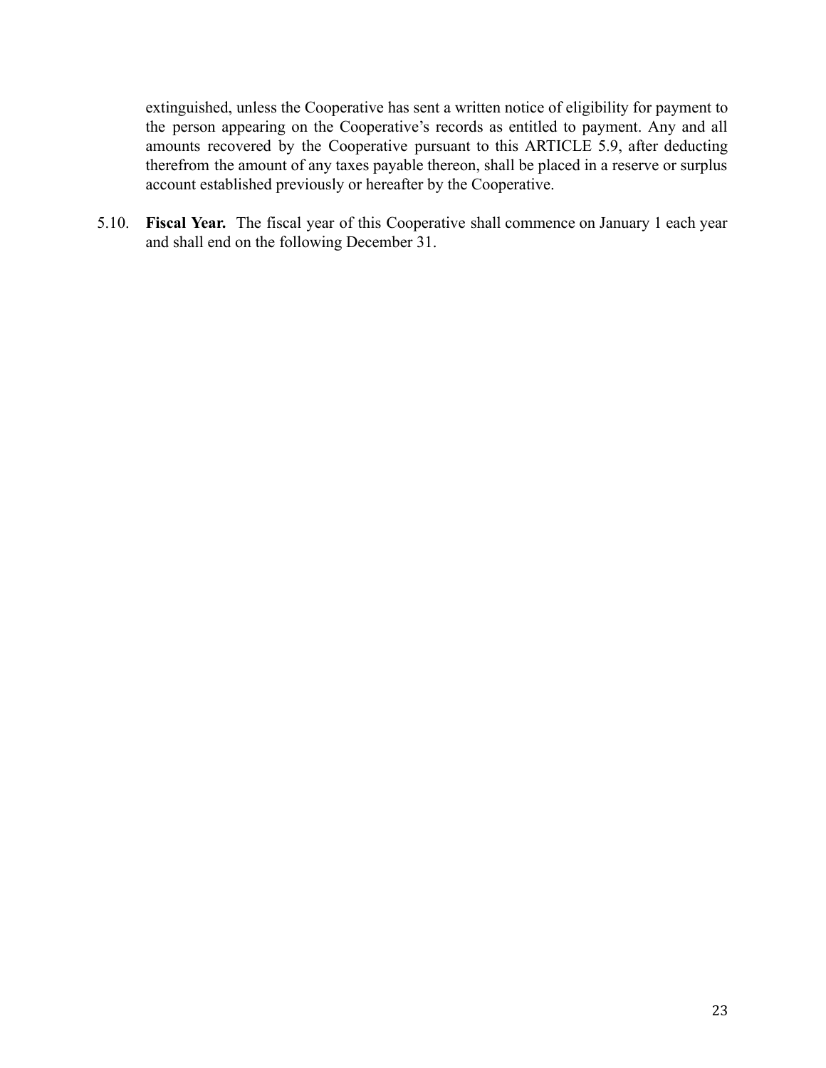extinguished, unless the Cooperative has sent a written notice of eligibility for payment to the person appearing on the Cooperative's records as entitled to payment. Any and all amounts recovered by the Cooperative pursuant to this ARTICLE 5.9, after deducting therefrom the amount of any taxes payable thereon, shall be placed in a reserve or surplus account established previously or hereafter by the Cooperative.

5.10. **Fiscal Year.** The fiscal year of this Cooperative shall commence on January 1 each year and shall end on the following December 31.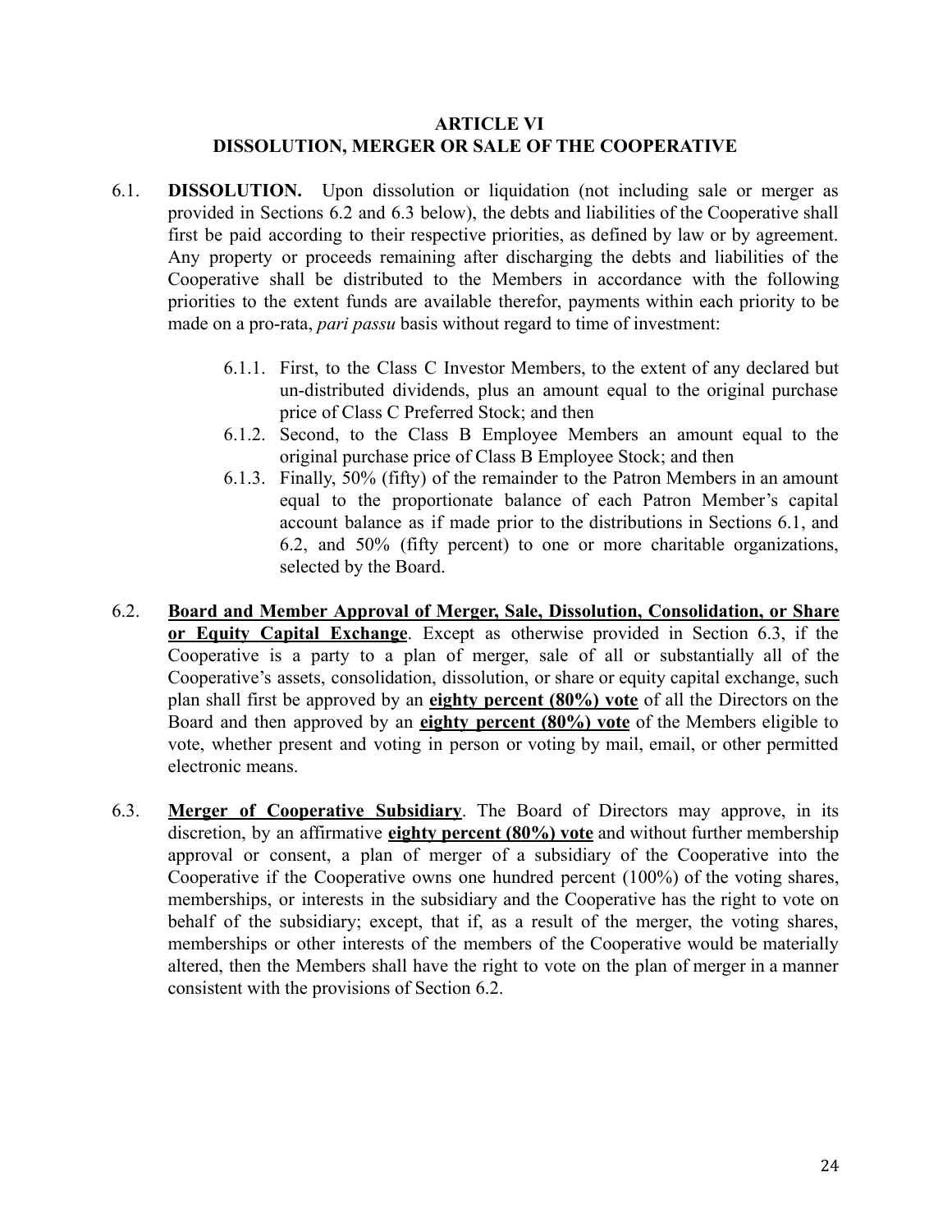## ARTICLE VI
## DISSOLUTION, MERGER OR SALE OF THE COOPERATIVE

6.1. **DISSOLUTION.** Upon dissolution or liquidation (not including sale or merger as provided in Sections 6.2 and 6.3 below), the debts and liabilities of the Cooperative shall first be paid according to their respective priorities, as defined by law or by agreement. Any property or proceeds remaining after discharging the debts and liabilities of the Cooperative shall be distributed to the Members in accordance with the following priorities to the extent funds are available therefor, payments within each priority to be made on a pro-rata, *pari passu* basis without regard to time of investment:

> 6.1.1. First, to the Class C Investor Members, to the extent of any declared but un-distributed dividends, plus an amount equal to the original purchase price of Class C Preferred Stock; and then
>
> 6.1.2. Second, to the Class B Employee Members an amount equal to the original purchase price of Class B Employee Stock; and then
>
> 6.1.3. Finally, 50% (fifty) of the remainder to the Patron Members in an amount equal to the proportionate balance of each Patron Member's capital account balance as if made prior to the distributions in Sections 6.1, and 6.2, and 50% (fifty percent) to one or more charitable organizations, selected by the Board.

6.2. **<u>Board and Member Approval of Merger, Sale, Dissolution, Consolidation, or Share or Equity Capital Exchange</u>**. Except as otherwise provided in Section 6.3, if the Cooperative is a party to a plan of merger, sale of all or substantially all of the Cooperative's assets, consolidation, dissolution, or share or equity capital exchange, such plan shall first be approved by an **<u>eighty percent (80%) vote</u>** of all the Directors on the Board and then approved by an **<u>eighty percent (80%) vote</u>** of the Members eligible to vote, whether present and voting in person or voting by mail, email, or other permitted electronic means.

6.3. **<u>Merger of Cooperative Subsidiary</u>**. The Board of Directors may approve, in its discretion, by an affirmative **<u>eighty percent (80%) vote</u>** and without further membership approval or consent, a plan of merger of a subsidiary of the Cooperative into the Cooperative if the Cooperative owns one hundred percent (100%) of the voting shares, memberships, or interests in the subsidiary and the Cooperative has the right to vote on behalf of the subsidiary; except, that if, as a result of the merger, the voting shares, memberships or other interests of the members of the Cooperative would be materially altered, then the Members shall have the right to vote on the plan of merger in a manner consistent with the provisions of Section 6.2.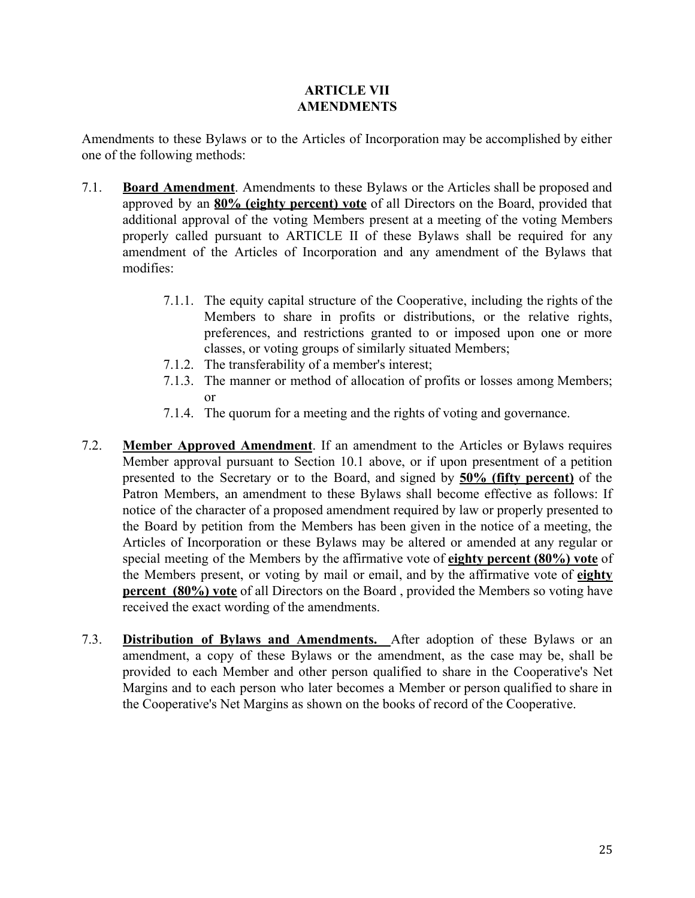# ARTICLE VII
# AMENDMENTS

Amendments to these Bylaws or to the Articles of Incorporation may be accomplished by either one of the following methods:

7.1. **Board Amendment**. Amendments to these Bylaws or the Articles shall be proposed and approved by an **80% (eighty percent) vote** of all Directors on the Board, provided that additional approval of the voting Members present at a meeting of the voting Members properly called pursuant to ARTICLE II of these Bylaws shall be required for any amendment of the Articles of Incorporation and any amendment of the Bylaws that modifies:

   7.1.1. The equity capital structure of the Cooperative, including the rights of the Members to share in profits or distributions, or the relative rights, preferences, and restrictions granted to or imposed upon one or more classes, or voting groups of similarly situated Members;
   7.1.2. The transferability of a member's interest;
   7.1.3. The manner or method of allocation of profits or losses among Members; or
   7.1.4. The quorum for a meeting and the rights of voting and governance.

7.2. **Member Approved Amendment**. If an amendment to the Articles or Bylaws requires Member approval pursuant to Section 10.1 above, or if upon presentment of a petition presented to the Secretary or to the Board, and signed by **50% (fifty percent)** of the Patron Members, an amendment to these Bylaws shall become effective as follows: If notice of the character of a proposed amendment required by law or properly presented to the Board by petition from the Members has been given in the notice of a meeting, the Articles of Incorporation or these Bylaws may be altered or amended at any regular or special meeting of the Members by the affirmative vote of **eighty percent (80%) vote** of the Members present, or voting by mail or email, and by the affirmative vote of **eighty percent (80%) vote** of all Directors on the Board , provided the Members so voting have received the exact wording of the amendments.

7.3. **Distribution of Bylaws and Amendments.** After adoption of these Bylaws or an amendment, a copy of these Bylaws or the amendment, as the case may be, shall be provided to each Member and other person qualified to share in the Cooperative's Net Margins and to each person who later becomes a Member or person qualified to share in the Cooperative's Net Margins as shown on the books of record of the Cooperative.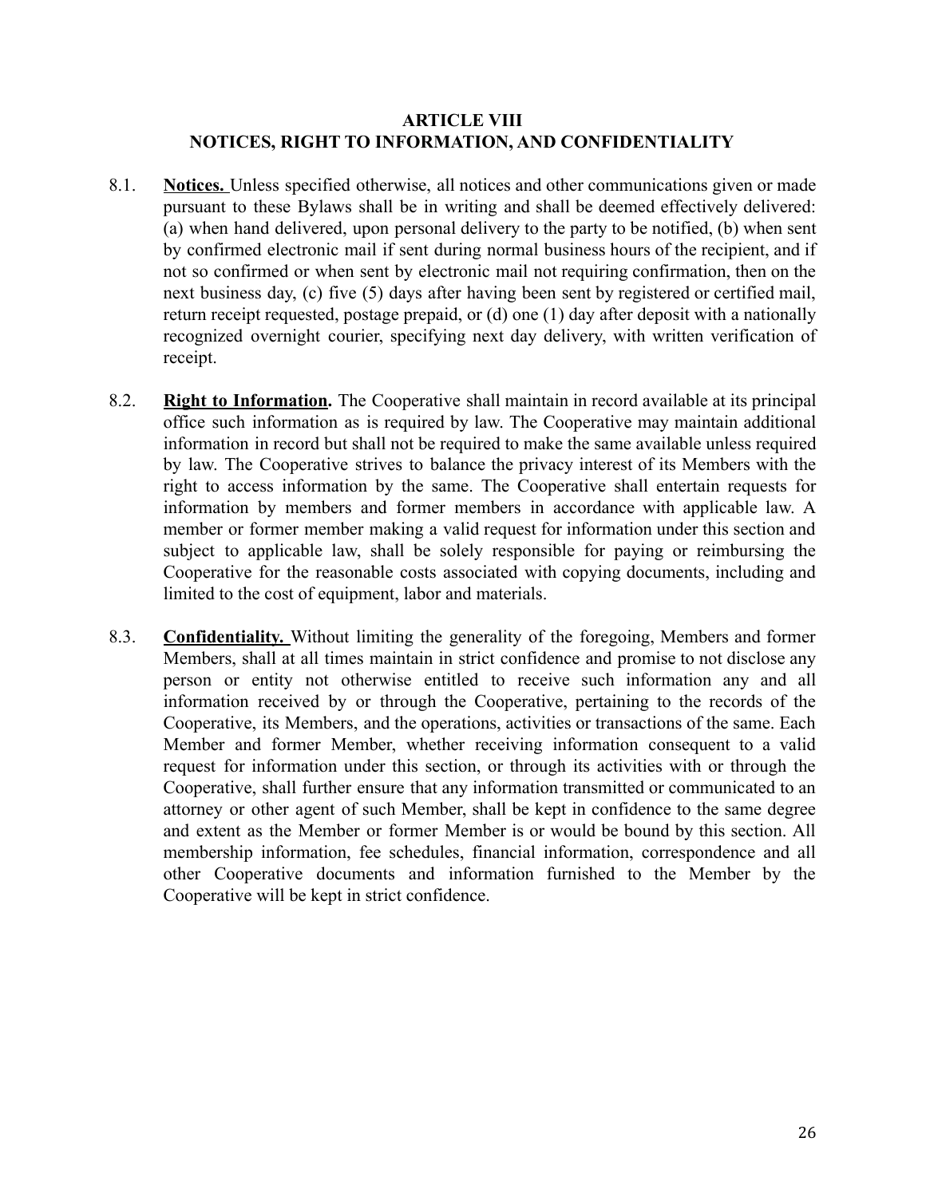## ARTICLE VIII
## NOTICES, RIGHT TO INFORMATION, AND CONFIDENTIALITY

8.1. **Notices.** Unless specified otherwise, all notices and other communications given or made pursuant to these Bylaws shall be in writing and shall be deemed effectively delivered: (a) when hand delivered, upon personal delivery to the party to be notified, (b) when sent by confirmed electronic mail if sent during normal business hours of the recipient, and if not so confirmed or when sent by electronic mail not requiring confirmation, then on the next business day, (c) five (5) days after having been sent by registered or certified mail, return receipt requested, postage prepaid, or (d) one (1) day after deposit with a nationally recognized overnight courier, specifying next day delivery, with written verification of receipt.

8.2. **Right to Information.** The Cooperative shall maintain in record available at its principal office such information as is required by law. The Cooperative may maintain additional information in record but shall not be required to make the same available unless required by law. The Cooperative strives to balance the privacy interest of its Members with the right to access information by the same. The Cooperative shall entertain requests for information by members and former members in accordance with applicable law. A member or former member making a valid request for information under this section and subject to applicable law, shall be solely responsible for paying or reimbursing the Cooperative for the reasonable costs associated with copying documents, including and limited to the cost of equipment, labor and materials.

8.3. **Confidentiality.** Without limiting the generality of the foregoing, Members and former Members, shall at all times maintain in strict confidence and promise to not disclose any person or entity not otherwise entitled to receive such information any and all information received by or through the Cooperative, pertaining to the records of the Cooperative, its Members, and the operations, activities or transactions of the same. Each Member and former Member, whether receiving information consequent to a valid request for information under this section, or through its activities with or through the Cooperative, shall further ensure that any information transmitted or communicated to an attorney or other agent of such Member, shall be kept in confidence to the same degree and extent as the Member or former Member is or would be bound by this section. All membership information, fee schedules, financial information, correspondence and all other Cooperative documents and information furnished to the Member by the Cooperative will be kept in strict confidence.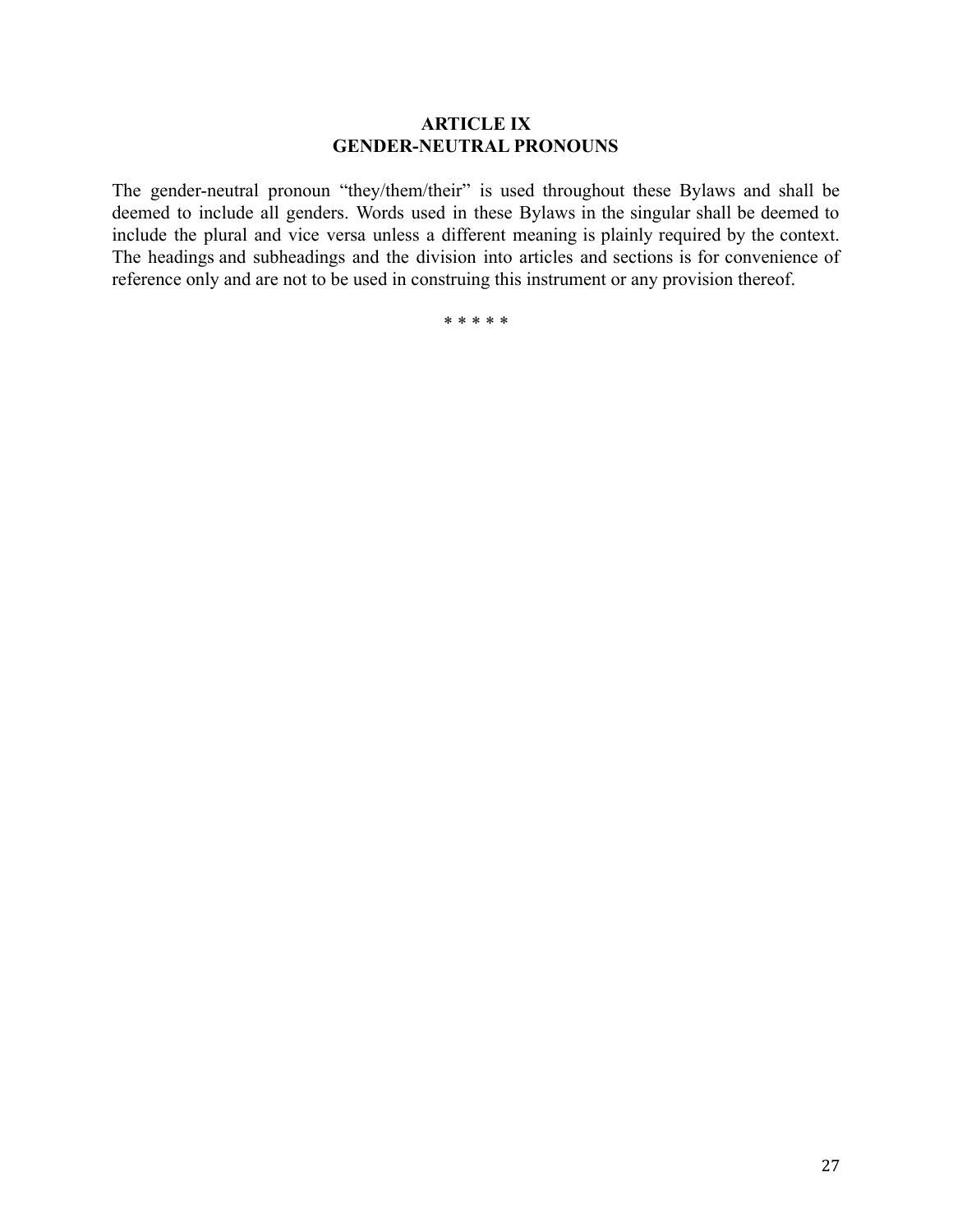## ARTICLE IX
## GENDER-NEUTRAL PRONOUNS

The gender-neutral pronoun "they/them/their" is used throughout these Bylaws and shall be deemed to include all genders. Words used in these Bylaws in the singular shall be deemed to include the plural and vice versa unless a different meaning is plainly required by the context. The headings and subheadings and the division into articles and sections is for convenience of reference only and are not to be used in construing this instrument or any provision thereof.

* * * * *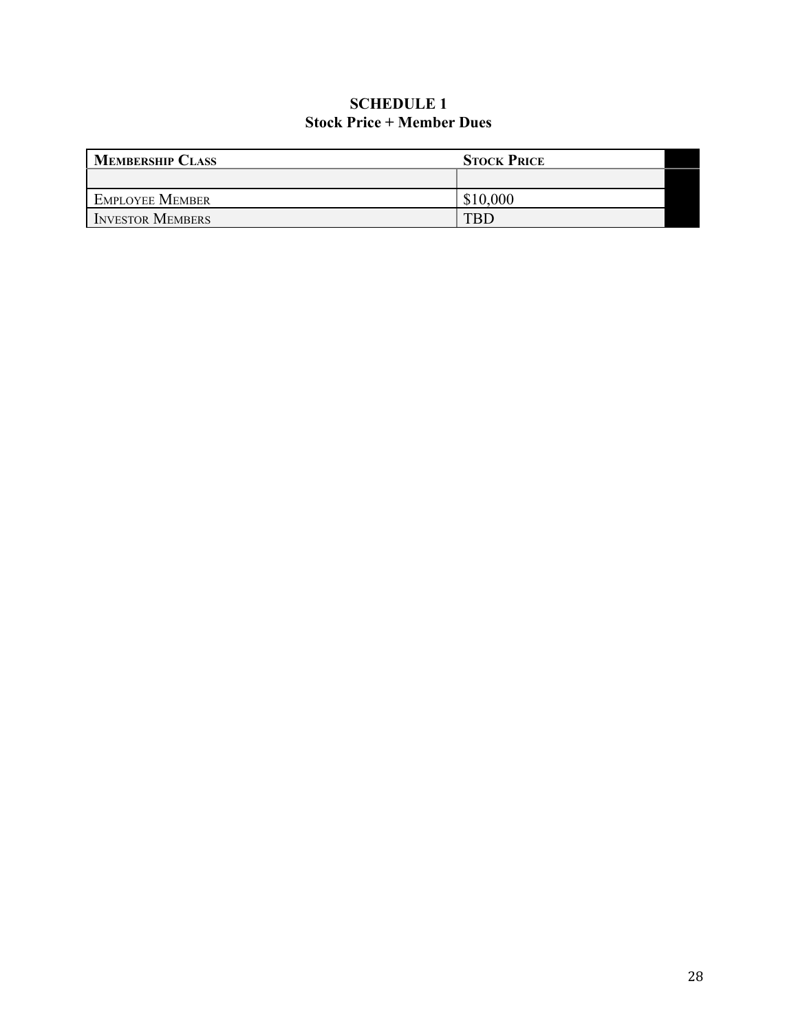**SCHEDULE 1**
**Stock Price + Member Dues**

| **Membership Class** | **Stock Price** | |
|---|---|---|
| | | |
| Employee Member | $10,000 | |
| Investor Members | TBD | |